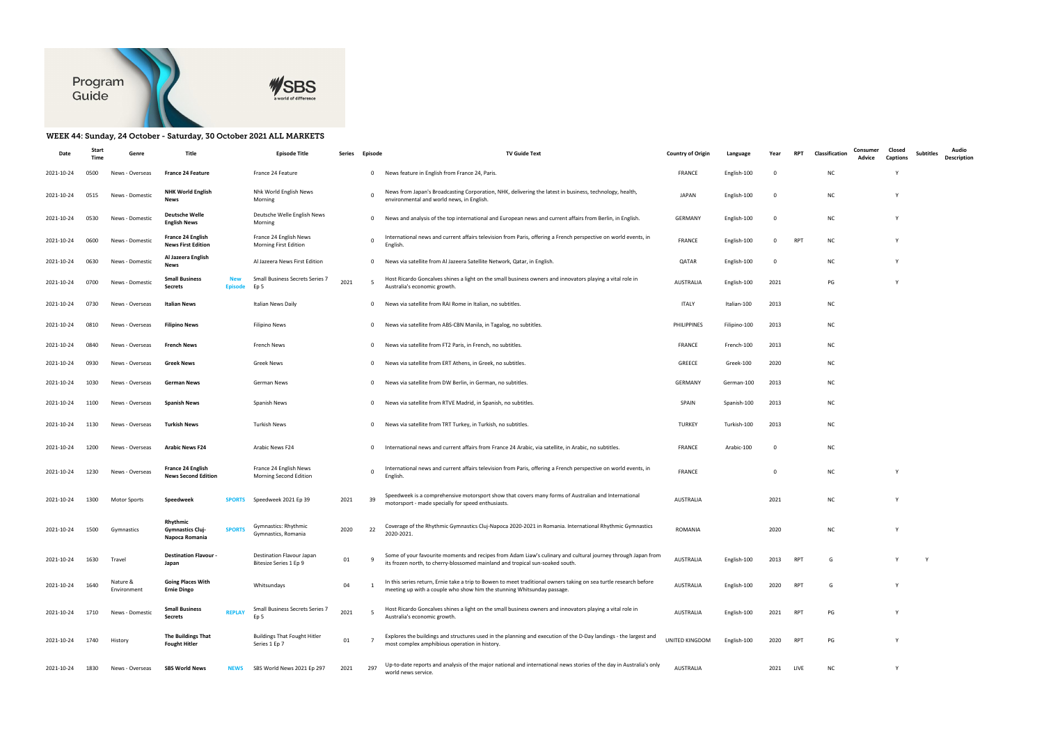Program Guide

# WEEK 44: Sunday, 24 October - Saturday, 30 October 2021 ALL MARKETS

| Date | Start Time | Genre | Title | | Episode Title | Series | Episode | TV Guide Text | Country of Origin | Language | Year | RPT | Classification | Consumer Advice | Closed Captions | Subtitles | Audio Description |
|---|---|---|---|---|---|---|---|---|---|---|---|---|---|---|---|---|---|
| 2021-10-24 | 0500 | News - Overseas | **France 24 Feature** | | France 24 Feature | | 0 | News feature in English from France 24, Paris. | FRANCE | English-100 | 0 | | NC | | Y | | |
| 2021-10-24 | 0515 | News - Domestic | **NHK World English News** | | Nhk World English News Morning | | 0 | News from Japan's Broadcasting Corporation, NHK, delivering the latest in business, technology, health, environmental and world news, in English. | JAPAN | English-100 | 0 | | NC | | Y | | |
| 2021-10-24 | 0530 | News - Domestic | **Deutsche Welle English News** | | Deutsche Welle English News Morning | | 0 | News and analysis of the top international and European news and current affairs from Berlin, in English. | GERMANY | English-100 | 0 | | NC | | Y | | |
| 2021-10-24 | 0600 | News - Domestic | **France 24 English News First Edition** | | France 24 English News Morning First Edition | | 0 | International news and current affairs television from Paris, offering a French perspective on world events, in English. | FRANCE | English-100 | 0 | RPT | NC | | Y | | |
| 2021-10-24 | 0630 | News - Domestic | **Al Jazeera English News** | | Al Jazeera News First Edition | | 0 | News via satellite from Al Jazeera Satellite Network, Qatar, in English. | QATAR | English-100 | 0 | | NC | | Y | | |
| 2021-10-24 | 0700 | News - Domestic | **Small Business Secrets** | New Episode | Small Business Secrets Series 7 Ep 5 | 2021 | 5 | Host Ricardo Goncalves shines a light on the small business owners and innovators playing a vital role in Australia's economic growth. | AUSTRALIA | English-100 | 2021 | | PG | | Y | | |
| 2021-10-24 | 0730 | News - Overseas | **Italian News** | | Italian News Daily | | 0 | News via satellite from RAI Rome in Italian, no subtitles. | ITALY | Italian-100 | 2013 | | NC | | | | |
| 2021-10-24 | 0810 | News - Overseas | **Filipino News** | | Filipino News | | 0 | News via satellite from ABS-CBN Manila, in Tagalog, no subtitles. | PHILIPPINES | Filipino-100 | 2013 | | NC | | | | |
| 2021-10-24 | 0840 | News - Overseas | **French News** | | French News | | 0 | News via satellite from FT2 Paris, in French, no subtitles. | FRANCE | French-100 | 2013 | | NC | | | | |
| 2021-10-24 | 0930 | News - Overseas | **Greek News** | | Greek News | | 0 | News via satellite from ERT Athens, in Greek, no subtitles. | GREECE | Greek-100 | 2020 | | NC | | | | |
| 2021-10-24 | 1030 | News - Overseas | **German News** | | German News | | 0 | News via satellite from DW Berlin, in German, no subtitles. | GERMANY | German-100 | 2013 | | NC | | | | |
| 2021-10-24 | 1100 | News - Overseas | **Spanish News** | | Spanish News | | 0 | News via satellite from RTVE Madrid, in Spanish, no subtitles. | SPAIN | Spanish-100 | 2013 | | NC | | | | |
| 2021-10-24 | 1130 | News - Overseas | **Turkish News** | | Turkish News | | 0 | News via satellite from TRT Turkey, in Turkish, no subtitles. | TURKEY | Turkish-100 | 2013 | | NC | | | | |
| 2021-10-24 | 1200 | News - Overseas | **Arabic News F24** | | Arabic News F24 | | 0 | International news and current affairs from France 24 Arabic, via satellite, in Arabic, no subtitles. | FRANCE | Arabic-100 | 0 | | NC | | | | |
| 2021-10-24 | 1230 | News - Overseas | **France 24 English News Second Edition** | | France 24 English News Morning Second Edition | | 0 | International news and current affairs television from Paris, offering a French perspective on world events, in English. | FRANCE | | 0 | | NC | | Y | | |
| 2021-10-24 | 1300 | Motor Sports | **Speedweek** | SPORTS | Speedweek 2021 Ep 39 | 2021 | 39 | Speedweek is a comprehensive motorsport show that covers many forms of Australian and International motorsport - made specially for speed enthusiasts. | AUSTRALIA | | 2021 | | NC | | Y | | |
| 2021-10-24 | 1500 | Gymnastics | **Rhythmic Gymnastics Cluj-Napoca Romania** | SPORTS | Gymnastics: Rhythmic Gymnastics, Romania | 2020 | 22 | Coverage of the Rhythmic Gymnastics Cluj-Napoca 2020-2021 in Romania. International Rhythmic Gymnastics 2020-2021. | ROMANIA | | 2020 | | NC | | Y | | |
| 2021-10-24 | 1630 | Travel | **Destination Flavour - Japan** | | Destination Flavour Japan Bitesize Series 1 Ep 9 | 01 | 9 | Some of your favourite moments and recipes from Adam Liaw's culinary and cultural journey through Japan from its frozen north, to cherry-blossomed mainland and tropical sun-soaked south. | AUSTRALIA | English-100 | 2013 | RPT | G | | Y | Y | |
| 2021-10-24 | 1640 | Nature & Environment | **Going Places With Ernie Dingo** | | Whitsundays | 04 | 1 | In this series return, Ernie take a trip to Bowen to meet traditional owners taking on sea turtle research before meeting up with a couple who show him the stunning Whitsunday passage. | AUSTRALIA | English-100 | 2020 | RPT | G | | Y | | |
| 2021-10-24 | 1710 | News - Domestic | **Small Business Secrets** | REPLAY | Small Business Secrets Series 7 Ep 5 | 2021 | 5 | Host Ricardo Goncalves shines a light on the small business owners and innovators playing a vital role in Australia's economic growth. | AUSTRALIA | English-100 | 2021 | RPT | PG | | Y | | |
| 2021-10-24 | 1740 | History | **The Buildings That Fought Hitler** | | Buildings That Fought Hitler Series 1 Ep 7 | 01 | 7 | Explores the buildings and structures used in the planning and execution of the D-Day landings - the largest and most complex amphibious operation in history. | UNITED KINGDOM | English-100 | 2020 | RPT | PG | | Y | | |
| 2021-10-24 | 1830 | News - Overseas | **SBS World News** | NEWS | SBS World News 2021 Ep 297 | 2021 | 297 | Up-to-date reports and analysis of the major national and international news stories of the day in Australia's only world news service. | AUSTRALIA | | 2021 | LIVE | NC | | Y | | |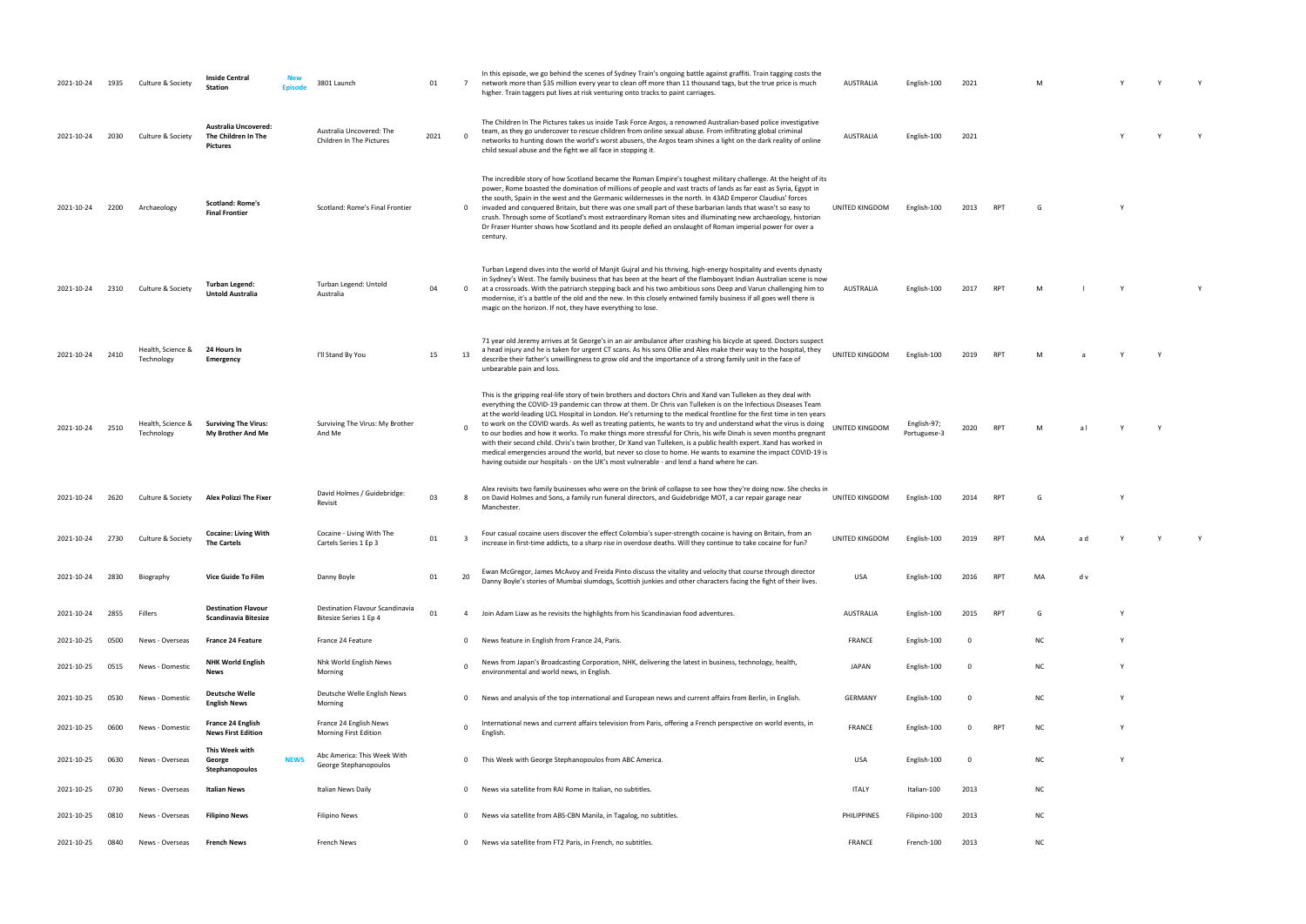| | | | | | | | | | | | | | | | | | | | |
|---|---|---|---|---|---|---|---|---|---|---|---|---|---|---|---|---|---|---|---|
| 2021-10-24 | 1935 | Culture & Society | **Inside Central Station** | **New Episode** | 3801 Launch | 01 | 7 | In this episode, we go behind the scenes of Sydney Train's ongoing battle against graffiti. Train tagging costs the network more than $35 million every year to clean off more than 11 thousand tags, but the true price is much higher. Train taggers put lives at risk venturing onto tracks to paint carriages. | AUSTRALIA | English-100 | 2021 | | M | | Y | Y | Y |
| 2021-10-24 | 2030 | Culture & Society | **Australia Uncovered: The Children In The Pictures** | | Australia Uncovered: The Children In The Pictures | 2021 | 0 | The Children In The Pictures takes us inside Task Force Argos, a renowned Australian-based police investigative team, as they go undercover to rescue children from online sexual abuse. From infiltrating global criminal networks to hunting down the world's worst abusers, the Argos team shines a light on the dark reality of online child sexual abuse and the fight we all face in stopping it. | AUSTRALIA | English-100 | 2021 | | | | Y | Y | Y |
| 2021-10-24 | 2200 | Archaeology | **Scotland: Rome's Final Frontier** | | Scotland: Rome's Final Frontier | | 0 | The incredible story of how Scotland became the Roman Empire's toughest military challenge. At the height of its power, Rome boasted the domination of millions of people and vast tracts of lands as far east as Syria, Egypt in the south, Spain in the west and the Germanic wildernesses in the north. In 43AD Emperor Claudius' forces invaded and conquered Britain, but there was one small part of these barbarian lands that wasn't so easy to crush. Through some of Scotland's most extraordinary Roman sites and illuminating new archaeology, historian Dr Fraser Hunter shows how Scotland and its people defied an onslaught of Roman imperial power for over a century. | UNITED KINGDOM | English-100 | 2013 | RPT | G | | Y | | |
| 2021-10-24 | 2310 | Culture & Society | **Turban Legend: Untold Australia** | | Turban Legend: Untold Australia | 04 | 0 | Turban Legend dives into the world of Manjit Gujral and his thriving, high-energy hospitality and events dynasty in Sydney's West. The family business that has been at the heart of the flamboyant Indian Australian scene is now at a crossroads. With the patriarch stepping back and his two ambitious sons Deep and Varun challenging him to modernise, it's a battle of the old and the new. In this closely entwined family business if all goes well there is magic on the horizon. If not, they have everything to lose. | AUSTRALIA | English-100 | 2017 | RPT | M | l | Y | | Y |
| 2021-10-24 | 2410 | Health, Science & Technology | **24 Hours In Emergency** | | I'll Stand By You | 15 | 13 | 71 year old Jeremy arrives at St George's in an air ambulance after crashing his bicycle at speed. Doctors suspect a head injury and he is taken for urgent CT scans. As his sons Ollie and Alex make their way to the hospital, they describe their father's unwillingness to grow old and the importance of a strong family unit in the face of unbearable pain and loss. | UNITED KINGDOM | English-100 | 2019 | RPT | M | a | Y | Y | |
| 2021-10-24 | 2510 | Health, Science & Technology | **Surviving The Virus: My Brother And Me** | | Surviving The Virus: My Brother And Me | | 0 | This is the gripping real-life story of twin brothers and doctors Chris and Xand van Tulleken as they deal with everything the COVID-19 pandemic can throw at them. Dr Chris van Tulleken is on the Infectious Diseases Team at the world-leading UCL Hospital in London. He's returning to the medical frontline for the first time in ten years to work on the COVID wards. As well as treating patients, he wants to try and understand what the virus is doing to our bodies and how it works. To make things more stressful for Chris, his wife Dinah is seven months pregnant with their second child. Chris's twin brother, Dr Xand van Tulleken, is a public health expert. Xand has worked in medical emergencies around the world, but never so close to home. He wants to examine the impact COVID-19 is having outside our hospitals - on the UK's most vulnerable - and lend a hand where he can. | UNITED KINGDOM | English-97; Portuguese-3 | 2020 | RPT | M | a l | Y | Y | |
| 2021-10-24 | 2620 | Culture & Society | **Alex Polizzi The Fixer** | | David Holmes / Guidebridge: Revisit | 03 | 8 | Alex revisits two family businesses who were on the brink of collapse to see how they're doing now. She checks in on David Holmes and Sons, a family run funeral directors, and Guidebridge MOT, a car repair garage near Manchester. | UNITED KINGDOM | English-100 | 2014 | RPT | G | | Y | | |
| 2021-10-24 | 2730 | Culture & Society | **Cocaine: Living With The Cartels** | | Cocaine - Living With The Cartels Series 1 Ep 3 | 01 | 3 | Four casual cocaine users discover the effect Colombia's super-strength cocaine is having on Britain, from an increase in first-time addicts, to a sharp rise in overdose deaths. Will they continue to take cocaine for fun? | UNITED KINGDOM | English-100 | 2019 | RPT | MA | a d | Y | Y | Y |
| 2021-10-24 | 2830 | Biography | **Vice Guide To Film** | | Danny Boyle | 01 | 20 | Ewan McGregor, James McAvoy and Freida Pinto discuss the vitality and velocity that course through director Danny Boyle's stories of Mumbai slumdogs, Scottish junkies and other characters facing the fight of their lives. | USA | English-100 | 2016 | RPT | MA | d v | | | |
| 2021-10-24 | 2855 | Fillers | **Destination Flavour Scandinavia Bitesize** | | Destination Flavour Scandinavia Bitesize Series 1 Ep 4 | 01 | 4 | Join Adam Liaw as he revisits the highlights from his Scandinavian food adventures. | AUSTRALIA | English-100 | 2015 | RPT | G | | Y | | |
| 2021-10-25 | 0500 | News - Overseas | **France 24 Feature** | | France 24 Feature | | 0 | News feature in English from France 24, Paris. | FRANCE | English-100 | 0 | | NC | | Y | | |
| 2021-10-25 | 0515 | News - Domestic | **NHK World English News** | | Nhk World English News Morning | | 0 | News from Japan's Broadcasting Corporation, NHK, delivering the latest in business, technology, health, environmental and world news, in English. | JAPAN | English-100 | 0 | | NC | | Y | | |
| 2021-10-25 | 0530 | News - Domestic | **Deutsche Welle English News** | | Deutsche Welle English News Morning | | 0 | News and analysis of the top international and European news and current affairs from Berlin, in English. | GERMANY | English-100 | 0 | | NC | | Y | | |
| 2021-10-25 | 0600 | News - Domestic | **France 24 English News First Edition** | | France 24 English News Morning First Edition | | 0 | International news and current affairs television from Paris, offering a French perspective on world events, in English. | FRANCE | English-100 | 0 | RPT | NC | | Y | | |
| 2021-10-25 | 0630 | News - Overseas | **This Week with George Stephanopoulos** | **NEWS** | Abc America: This Week With George Stephanopoulos | | 0 | This Week with George Stephanopoulos from ABC America. | USA | English-100 | 0 | | NC | | Y | | |
| 2021-10-25 | 0730 | News - Overseas | **Italian News** | | Italian News Daily | | 0 | News via satellite from RAI Rome in Italian, no subtitles. | ITALY | Italian-100 | 2013 | | NC | | | | |
| 2021-10-25 | 0810 | News - Overseas | **Filipino News** | | Filipino News | | 0 | News via satellite from ABS-CBN Manila, in Tagalog, no subtitles. | PHILIPPINES | Filipino-100 | 2013 | | NC | | | | |
| 2021-10-25 | 0840 | News - Overseas | **French News** | | French News | | 0 | News via satellite from FT2 Paris, in French, no subtitles. | FRANCE | French-100 | 2013 | | NC | | | | |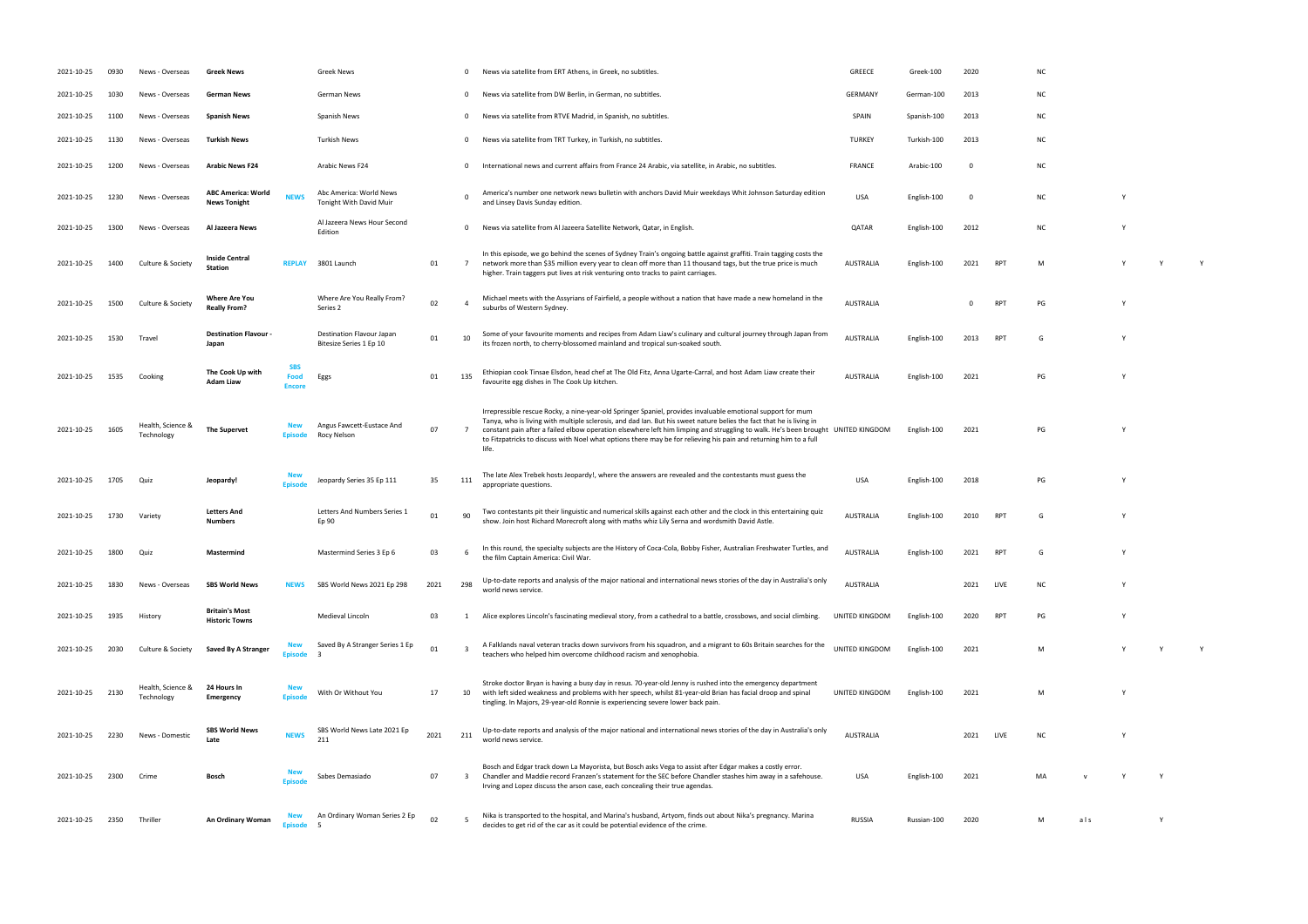| | | | | | | | | | | | | | | | | | |
|---|---|---|---|---|---|---|---|---|---|---|---|---|---|---|---|---|---|
| 2021-10-25 | 0930 | News - Overseas | **Greek News** | | Greek News | | 0 | News via satellite from ERT Athens, in Greek, no subtitles. | GREECE | Greek-100 | 2020 | | NC | | | | |
| 2021-10-25 | 1030 | News - Overseas | **German News** | | German News | | 0 | News via satellite from DW Berlin, in German, no subtitles. | GERMANY | German-100 | 2013 | | NC | | | | |
| 2021-10-25 | 1100 | News - Overseas | **Spanish News** | | Spanish News | | 0 | News via satellite from RTVE Madrid, in Spanish, no subtitles. | SPAIN | Spanish-100 | 2013 | | NC | | | | |
| 2021-10-25 | 1130 | News - Overseas | **Turkish News** | | Turkish News | | 0 | News via satellite from TRT Turkey, in Turkish, no subtitles. | TURKEY | Turkish-100 | 2013 | | NC | | | | |
| 2021-10-25 | 1200 | News - Overseas | **Arabic News F24** | | Arabic News F24 | | 0 | International news and current affairs from France 24 Arabic, via satellite, in Arabic, no subtitles. | FRANCE | Arabic-100 | 0 | | NC | | | | |
| 2021-10-25 | 1230 | News - Overseas | **ABC America: World News Tonight** | **NEWS** | Abc America: World News Tonight With David Muir | | 0 | America's number one network news bulletin with anchors David Muir weekdays Whit Johnson Saturday edition and Linsey Davis Sunday edition. | USA | English-100 | 0 | | NC | | Y | | |
| 2021-10-25 | 1300 | News - Overseas | **Al Jazeera News** | | Al Jazeera News Hour Second Edition | | 0 | News via satellite from Al Jazeera Satellite Network, Qatar, in English. | QATAR | English-100 | 2012 | | NC | | Y | | |
| 2021-10-25 | 1400 | Culture & Society | **Inside Central Station** | **REPLAY** | 3801 Launch | 01 | 7 | In this episode, we go behind the scenes of Sydney Train's ongoing battle against graffiti. Train tagging costs the network more than $35 million every year to clean off more than 11 thousand tags, but the true price is much higher. Train taggers put lives at risk venturing onto tracks to paint carriages. | AUSTRALIA | English-100 | 2021 | RPT | M | | Y | Y | Y |
| 2021-10-25 | 1500 | Culture & Society | **Where Are You Really From?** | | Where Are You Really From? Series 2 | 02 | 4 | Michael meets with the Assyrians of Fairfield, a people without a nation that have made a new homeland in the suburbs of Western Sydney. | AUSTRALIA | | 0 | RPT | PG | | Y | | |
| 2021-10-25 | 1530 | Travel | **Destination Flavour - Japan** | | Destination Flavour Japan Bitesize Series 1 Ep 10 | 01 | 10 | Some of your favourite moments and recipes from Adam Liaw's culinary and cultural journey through Japan from its frozen north, to cherry-blossomed mainland and tropical sun-soaked south. | AUSTRALIA | English-100 | 2013 | RPT | G | | Y | | |
| 2021-10-25 | 1535 | Cooking | **The Cook Up with Adam Liaw** | **SBS Food Encore** | Eggs | 01 | 135 | Ethiopian cook Tinsae Elsdon, head chef at The Old Fitz, Anna Ugarte-Carral, and host Adam Liaw create their favourite egg dishes in The Cook Up kitchen. | AUSTRALIA | English-100 | 2021 | | PG | | Y | | |
| 2021-10-25 | 1605 | Health, Science & Technology | **The Supervet** | **New Episode** | Angus Fawcett-Eustace And Rocy Nelson | 07 | 7 | Irrepressible rescue Rocky, a nine-year-old Springer Spaniel, provides invaluable emotional support for mum Tanya, who is living with multiple sclerosis, and dad Ian. But his sweet nature belies the fact that he is living in constant pain after a failed elbow operation elsewhere left him limping and struggling to walk. He's been brought to Fitzpatricks to discuss with Noel what options there may be for relieving his pain and returning him to a full life. | UNITED KINGDOM | English-100 | 2021 | | PG | | Y | | |
| 2021-10-25 | 1705 | Quiz | **Jeopardy!** | **New Episode** | Jeopardy Series 35 Ep 111 | 35 | 111 | The late Alex Trebek hosts Jeopardy!, where the answers are revealed and the contestants must guess the appropriate questions. | USA | English-100 | 2018 | | PG | | Y | | |
| 2021-10-25 | 1730 | Variety | **Letters And Numbers** | | Letters And Numbers Series 1 Ep 90 | 01 | 90 | Two contestants pit their linguistic and numerical skills against each other and the clock in this entertaining quiz show. Join host Richard Morecroft along with maths whiz Lily Serna and wordsmith David Astle. | AUSTRALIA | English-100 | 2010 | RPT | G | | Y | | |
| 2021-10-25 | 1800 | Quiz | **Mastermind** | | Mastermind Series 3 Ep 6 | 03 | 6 | In this round, the specialty subjects are the History of Coca-Cola, Bobby Fisher, Australian Freshwater Turtles, and the film Captain America: Civil War. | AUSTRALIA | English-100 | 2021 | RPT | G | | Y | | |
| 2021-10-25 | 1830 | News - Overseas | **SBS World News** | **NEWS** | SBS World News 2021 Ep 298 | 2021 | 298 | Up-to-date reports and analysis of the major national and international news stories of the day in Australia's only world news service. | AUSTRALIA | | 2021 | LIVE | NC | | Y | | |
| 2021-10-25 | 1935 | History | **Britain's Most Historic Towns** | | Medieval Lincoln | 03 | 1 | Alice explores Lincoln's fascinating medieval story, from a cathedral to a battle, crossbows, and social climbing. | UNITED KINGDOM | English-100 | 2020 | RPT | PG | | Y | | |
| 2021-10-25 | 2030 | Culture & Society | **Saved By A Stranger** | **New Episode** | Saved By A Stranger Series 1 Ep 3 | 01 | 3 | A Falklands naval veteran tracks down survivors from his squadron, and a migrant to 60s Britain searches for the teachers who helped him overcome childhood racism and xenophobia. | UNITED KINGDOM | English-100 | 2021 | | M | | Y | Y | Y |
| 2021-10-25 | 2130 | Health, Science & Technology | **24 Hours In Emergency** | **New Episode** | With Or Without You | 17 | 10 | Stroke doctor Bryan is having a busy day in resus. 70-year-old Jenny is rushed into the emergency department with left sided weakness and problems with her speech, whilst 81-year-old Brian has facial droop and spinal tingling. In Majors, 29-year-old Ronnie is experiencing severe lower back pain. | UNITED KINGDOM | English-100 | 2021 | | M | | Y | | |
| 2021-10-25 | 2230 | News - Domestic | **SBS World News Late** | **NEWS** | SBS World News Late 2021 Ep 211 | 2021 | 211 | Up-to-date reports and analysis of the major national and international news stories of the day in Australia's only world news service. | AUSTRALIA | | 2021 | LIVE | NC | | Y | | |
| 2021-10-25 | 2300 | Crime | **Bosch** | **New Episode** | Sabes Demasiado | 07 | 3 | Bosch and Edgar track down La Mayorista, but Bosch asks Vega to assist after Edgar makes a costly error. Chandler and Maddie record Franzen's statement for the SEC before Chandler stashes him away in a safehouse. Irving and Lopez discuss the arson case, each concealing their true agendas. | USA | English-100 | 2021 | | MA | v | Y | Y | |
| 2021-10-25 | 2350 | Thriller | **An Ordinary Woman** | **New Episode** | An Ordinary Woman Series 2 Ep 5 | 02 | 5 | Nika is transported to the hospital, and Marina's husband, Artyom, finds out about Nika's pregnancy. Marina decides to get rid of the car as it could be potential evidence of the crime. | RUSSIA | Russian-100 | 2020 | | M | a l s | | Y | |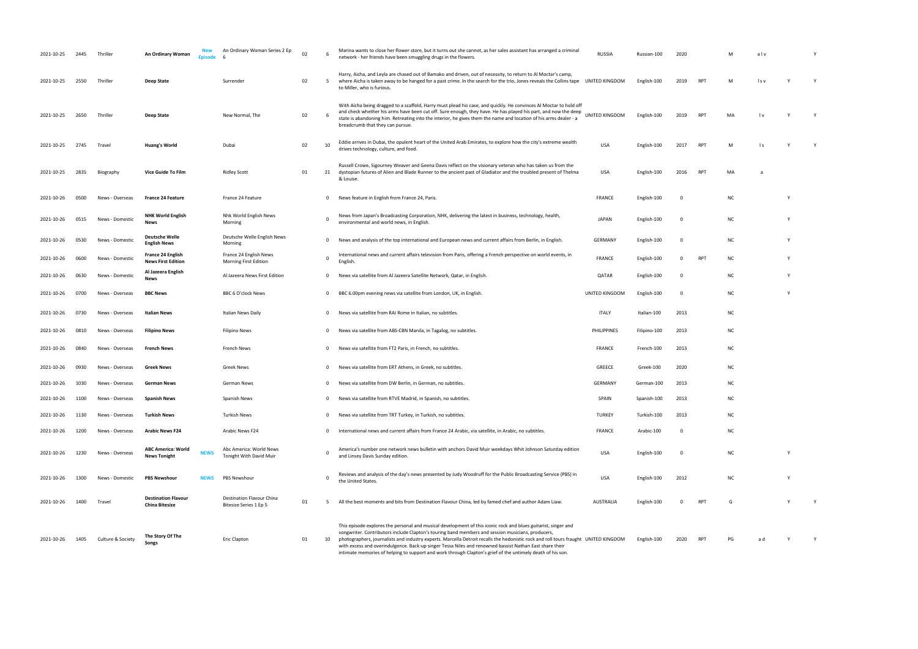| | | | | | | | | | | | | | | | | | |
|---|---|---|---|---|---|---|---|---|---|---|---|---|---|---|---|---|---|
| 2021-10-25 | 2445 | Thriller | **An Ordinary Woman** | New Episode | An Ordinary Woman Series 2 Ep 6 | 02 | 6 | Marina wants to close her flower store, but it turns out she cannot, as her sales assistant has arranged a criminal network - her friends have been smuggling drugs in the flowers. | RUSSIA | Russian-100 | 2020 | | M | a l v | | Y |
| 2021-10-25 | 2550 | Thriller | **Deep State** | | Surrender | 02 | 5 | Harry, Aicha, and Leyla are chased out of Bamako and driven, out of necessity, to return to Al Moctar's camp, where Aicha is taken away to be hanged for a past crime. In the search for the trio, Jones reveals the Collins tape to Miller, who is furious. | UNITED KINGDOM | English-100 | 2019 | RPT | M | l s v | Y | Y |
| 2021-10-25 | 2650 | Thriller | **Deep State** | | New Normal, The | 02 | 6 | With Aicha being dragged to a scaffold, Harry must plead his case, and quickly. He convinces Al Moctar to hold off and check whether his arms have been cut off. Sure enough, they have. He has played his part, and now the deep state is abandoning him. Retreating into the interior, he gives them the name and location of his arms dealer - a breadcrumb that they can pursue. | UNITED KINGDOM | English-100 | 2019 | RPT | MA | l v | Y | Y |
| 2021-10-25 | 2745 | Travel | **Huang's World** | | Dubai | 02 | 10 | Eddie arrives in Dubai, the opulent heart of the United Arab Emirates, to explore how the city's extreme wealth drives technology, culture, and food. | USA | English-100 | 2017 | RPT | M | l s | Y | Y |
| 2021-10-25 | 2835 | Biography | **Vice Guide To Film** | | Ridley Scott | 01 | 21 | Russell Crowe, Sigourney Weaver and Geena Davis reflect on the visionary veteran who has taken us from the dystopian futures of Alien and Blade Runner to the ancient past of Gladiator and the troubled present of Thelma & Louise. | USA | English-100 | 2016 | RPT | MA | a | | |
| 2021-10-26 | 0500 | News - Overseas | **France 24 Feature** | | France 24 Feature | | 0 | News feature in English from France 24, Paris. | FRANCE | English-100 | 0 | | NC | | Y | |
| 2021-10-26 | 0515 | News - Domestic | **NHK World English News** | | Nhk World English News Morning | | 0 | News from Japan's Broadcasting Corporation, NHK, delivering the latest in business, technology, health, environmental and world news, in English. | JAPAN | English-100 | 0 | | NC | | Y | |
| 2021-10-26 | 0530 | News - Domestic | **Deutsche Welle English News** | | Deutsche Welle English News Morning | | 0 | News and analysis of the top international and European news and current affairs from Berlin, in English. | GERMANY | English-100 | 0 | | NC | | Y | |
| 2021-10-26 | 0600 | News - Domestic | **France 24 English News First Edition** | | France 24 English News Morning First Edition | | 0 | International news and current affairs television from Paris, offering a French perspective on world events, in English. | FRANCE | English-100 | 0 | RPT | NC | | Y | |
| 2021-10-26 | 0630 | News - Domestic | **Al Jazeera English News** | | Al Jazeera News First Edition | | 0 | News via satellite from Al Jazeera Satellite Network, Qatar, in English. | QATAR | English-100 | 0 | | NC | | Y | |
| 2021-10-26 | 0700 | News - Overseas | **BBC News** | | BBC 6 O'clock News | | 0 | BBC 6.00pm evening news via satellite from London, UK, in English. | UNITED KINGDOM | English-100 | 0 | | NC | | Y | |
| 2021-10-26 | 0730 | News - Overseas | **Italian News** | | Italian News Daily | | 0 | News via satellite from RAI Rome in Italian, no subtitles. | ITALY | Italian-100 | 2013 | | NC | | | |
| 2021-10-26 | 0810 | News - Overseas | **Filipino News** | | Filipino News | | 0 | News via satellite from ABS-CBN Manila, in Tagalog, no subtitles. | PHILIPPINES | Filipino-100 | 2013 | | NC | | | |
| 2021-10-26 | 0840 | News - Overseas | **French News** | | French News | | 0 | News via satellite from FT2 Paris, in French, no subtitles. | FRANCE | French-100 | 2013 | | NC | | | |
| 2021-10-26 | 0930 | News - Overseas | **Greek News** | | Greek News | | 0 | News via satellite from ERT Athens, in Greek, no subtitles. | GREECE | Greek-100 | 2020 | | NC | | | |
| 2021-10-26 | 1030 | News - Overseas | **German News** | | German News | | 0 | News via satellite from DW Berlin, in German, no subtitles. | GERMANY | German-100 | 2013 | | NC | | | |
| 2021-10-26 | 1100 | News - Overseas | **Spanish News** | | Spanish News | | 0 | News via satellite from RTVE Madrid, in Spanish, no subtitles. | SPAIN | Spanish-100 | 2013 | | NC | | | |
| 2021-10-26 | 1130 | News - Overseas | **Turkish News** | | Turkish News | | 0 | News via satellite from TRT Turkey, in Turkish, no subtitles. | TURKEY | Turkish-100 | 2013 | | NC | | | |
| 2021-10-26 | 1200 | News - Overseas | **Arabic News F24** | | Arabic News F24 | | 0 | International news and current affairs from France 24 Arabic, via satellite, in Arabic, no subtitles. | FRANCE | Arabic-100 | 0 | | NC | | | |
| 2021-10-26 | 1230 | News - Overseas | **ABC America: World News Tonight** | NEWS | Abc America: World News Tonight With David Muir | | 0 | America's number one network news bulletin with anchors David Muir weekdays Whit Johnson Saturday edition and Linsey Davis Sunday edition. | USA | English-100 | 0 | | NC | | Y | |
| 2021-10-26 | 1300 | News - Domestic | **PBS Newshour** | NEWS | PBS Newshour | | 0 | Reviews and analysis of the day's news presented by Judy Woodruff for the Public Broadcasting Service (PBS) in the United States. | USA | English-100 | 2012 | | NC | | Y | |
| 2021-10-26 | 1400 | Travel | **Destination Flavour China Bitesize** | | Destination Flavour China Bitesize Series 1 Ep 5 | 01 | 5 | All the best moments and bits from Destination Flavour China, led by famed chef and author Adam Liaw. | AUSTRALIA | English-100 | 0 | RPT | G | | Y | Y |
| 2021-10-26 | 1405 | Culture & Society | **The Story Of The Songs** | | Eric Clapton | 01 | 10 | This episode explores the personal and musical development of this iconic rock and blues guitarist, singer and songwriter. Contributors include Clapton's touring band members and session musicians, producers, photographers, journalists and industry experts. Marcella Detroit recalls the hedonistic rock and roll tours fraught with excess and overindulgence. Back-up singer Tessa Niles and renowned bassist Nathan East share their intimate memories of helping to support and work through Clapton's grief of the untimely death of his son. | UNITED KINGDOM | English-100 | 2020 | RPT | PG | a d | Y | Y |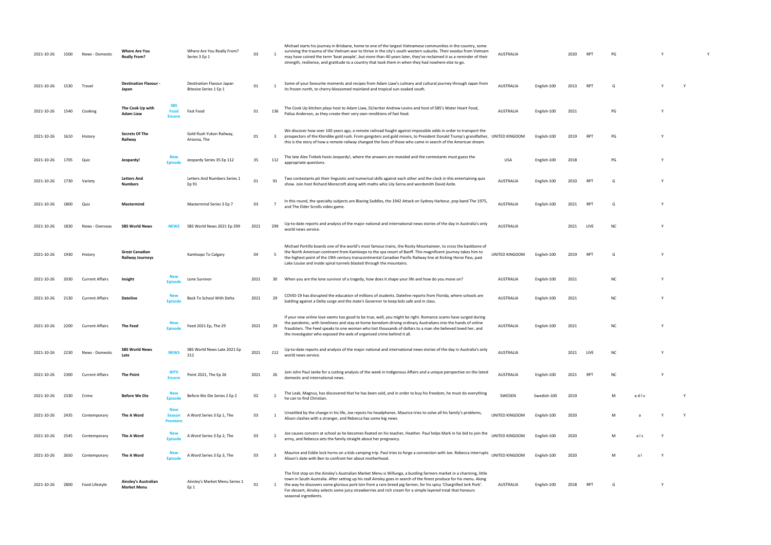| | | | | | | | | | | | | | | | | | |
|---|---|---|---|---|---|---|---|---|---|---|---|---|---|---|---|---|---|
| 2021-10-26 | 1500 | News - Domestic | **Where Are You Really From?** | | Where Are You Really From? Series 3 Ep 1 | 03 | 1 | Michael starts his journey in Brisbane, home to one of the largest Vietnamese communities in the country, some surviving the trauma of the Vietnam war to thrive in the city's south western suburbs. Their exodus from Vietnam may have coined the term 'boat people', but more than 40 years later, they've reclaimed it as a reminder of their strength, resilience, and gratitude to a country that took them in when they had nowhere else to go. | AUSTRALIA | | 2020 | RPT | PG | | Y | | Y |
| 2021-10-26 | 1530 | Travel | **Destination Flavour - Japan** | | Destination Flavour Japan Bitesize Series 1 Ep 1 | 01 | 1 | Some of your favourite moments and recipes from Adam Liaw's culinary and cultural journey through Japan from its frozen north, to cherry-blossomed mainland and tropical sun-soaked south. | AUSTRALIA | English-100 | 2013 | RPT | G | | Y | Y | |
| 2021-10-26 | 1540 | Cooking | **The Cook Up with Adam Liaw** | SBS Food Encore | Fast Food | 01 | 136 | The Cook Up kitchen plays host to Adam Liaw, DJ/writer Andrew Levins and host of SBS's Water Heart Food, Palisa Anderson, as they create their very own renditions of fast food. | AUSTRALIA | English-100 | 2021 | | PG | | Y | | |
| 2021-10-26 | 1610 | History | **Secrets Of The Railway** | | Gold Rush Yukon Railway, Arizona, The | 01 | 3 | We discover how over 100 years ago, a remote railroad fought against impossible odds in order to transport the prospectors of the Klondike gold rush. From gangsters and gold miners, to President Donald Trump's grandfather, this is the story of how a remote railway changed the lives of those who came in search of the American dream. | UNITED KINGDOM | English-100 | 2019 | RPT | PG | | Y | | |
| 2021-10-26 | 1705 | Quiz | **Jeopardy!** | New Episode | Jeopardy Series 35 Ep 112 | 35 | 112 | The late Alex Trebek hosts Jeopardy!, where the answers are revealed and the contestants must guess the appropriate questions. | USA | English-100 | 2018 | | PG | | Y | | |
| 2021-10-26 | 1730 | Variety | **Letters And Numbers** | | Letters And Numbers Series 1 Ep 91 | 01 | 91 | Two contestants pit their linguistic and numerical skills against each other and the clock in this entertaining quiz show. Join host Richard Morecroft along with maths whiz Lily Serna and wordsmith David Astle. | AUSTRALIA | English-100 | 2010 | RPT | G | | Y | | |
| 2021-10-26 | 1800 | Quiz | **Mastermind** | | Mastermind Series 3 Ep 7 | 03 | 7 | In this round, the specialty subjects are Blazing Saddles, the 1942 Attack on Sydney Harbour, pop band The 1975, and The Elder Scrolls video game. | AUSTRALIA | English-100 | 2021 | RPT | G | | Y | | |
| 2021-10-26 | 1830 | News - Overseas | **SBS World News** | NEWS | SBS World News 2021 Ep 299 | 2021 | 299 | Up-to-date reports and analysis of the major national and international news stories of the day in Australia's only world news service. | AUSTRALIA | | 2021 | LIVE | NC | | Y | | |
| 2021-10-26 | 1930 | History | **Great Canadian Railway Journeys** | | Kamloops To Calgary | 04 | 5 | Michael Portillo boards one of the world's most famous trains, the Rocky Mountaineer, to cross the backbone of the North American continent from Kamloops to the spa resort of Banff. This magnificent journey takes him to the highest point of the 19th century transcontinental Canadian Pacific Railway line at Kicking Horse Pass, past Lake Louise and inside spiral tunnels blasted through the mountains. | UNITED KINGDOM | English-100 | 2019 | RPT | G | | Y | | |
| 2021-10-26 | 2030 | Current Affairs | **Insight** | New Episode | Lone Survivor | 2021 | 30 | When you are the lone survivor of a tragedy, how does it shape your life and how do you move on? | AUSTRALIA | English-100 | 2021 | | NC | | Y | | |
| 2021-10-26 | 2130 | Current Affairs | **Dateline** | New Episode | Back To School With Delta | 2021 | 29 | COVID-19 has disrupted the education of millions of students. Dateline reports from Florida, where schools are battling against a Delta surge and the state's Governor to keep kids safe and in class. | AUSTRALIA | English-100 | 2021 | | NC | | Y | | |
| 2021-10-26 | 2200 | Current Affairs | **The Feed** | New Episode | Feed 2021 Ep, The 29 | 2021 | 29 | If your new online love seems too good to be true, well, you might be right. Romance scams have surged during the pandemic, with loneliness and stay-at-home boredom driving ordinary Australians into the hands of online fraudsters. The Feed speaks to one woman who lost thousands of dollars to a man she believed loved her, and the investigator who exposed the web of organised crime behind it all. | AUSTRALIA | English-100 | 2021 | | NC | | Y | | |
| 2021-10-26 | 2230 | News - Domestic | **SBS World News Late** | NEWS | SBS World News Late 2021 Ep 212 | 2021 | 212 | Up-to-date reports and analysis of the major national and international news stories of the day in Australia's only world news service. | AUSTRALIA | | 2021 | LIVE | NC | | Y | | |
| 2021-10-26 | 2300 | Current Affairs | **The Point** | NITV Encore | Point 2021, The Ep 26 | 2021 | 26 | Join John Paul Janke for a cutting analysis of the week in Indigenous Affairs and a unique perspective on the latest domestic and international news. | AUSTRALIA | English-100 | 2021 | RPT | NC | | Y | | |
| 2021-10-26 | 2330 | Crime | **Before We Die** | New Episode | Before We Die Series 2 Ep 2 | 02 | 2 | The Leak, Magnus, has discovered that he has been sold, and in order to buy his freedom, he must do everything he can to find Christian. | SWEDEN | Swedish-100 | 2019 | | M | a d l v | | Y | |
| 2021-10-26 | 2435 | Contemporary | **The A Word** | New Season Premiere | A Word Series 3 Ep 1, The | 03 | 1 | Unsettled by the change in his life, Joe rejects his headphones. Maurice tries to solve all his family's problems, Alison clashes with a stranger, and Rebecca has some big news. | UNITED KINGDOM | English-100 | 2020 | | M | a | Y | Y | |
| 2021-10-26 | 2545 | Contemporary | **The A Word** | New Episode | A Word Series 3 Ep 2, The | 03 | 2 | Joe causes concern at school as he becomes fixated on his teacher, Heather. Paul helps Mark in his bid to join the army, and Rebecca sets the family straight about her pregnancy. | UNITED KINGDOM | English-100 | 2020 | | M | a l s | Y | | |
| 2021-10-26 | 2650 | Contemporary | **The A Word** | New Episode | A Word Series 3 Ep 3, The | 03 | 3 | Maurice and Eddie lock horns on a kids camping trip. Paul tries to forge a connection with Joe. Rebecca interrupts Alison's date with Ben to confront her about motherhood. | UNITED KINGDOM | English-100 | 2020 | | M | a l | Y | | |
| 2021-10-26 | 2800 | Food Lifestyle | **Ainsley's Australian Market Menu** | | Ainsley's Market Menu Series 1 Ep 1 | 01 | 1 | The first stop on the Ainsley's Australian Market Menu is Willunga, a bustling farmers market in a charming, little town in South Australia. After setting up his stall Ainsley goes in search of the finest produce for his menu. Along the way he discovers some glorious pork loin from a rare breed pig farmer, for his spicy 'Chargrilled Jerk Pork'. For dessert, Ainsley selects some juicy strawberries and rich cream for a simple layered treat that honours seasonal ingredients. | AUSTRALIA | English-100 | 2018 | RPT | G | | Y | | |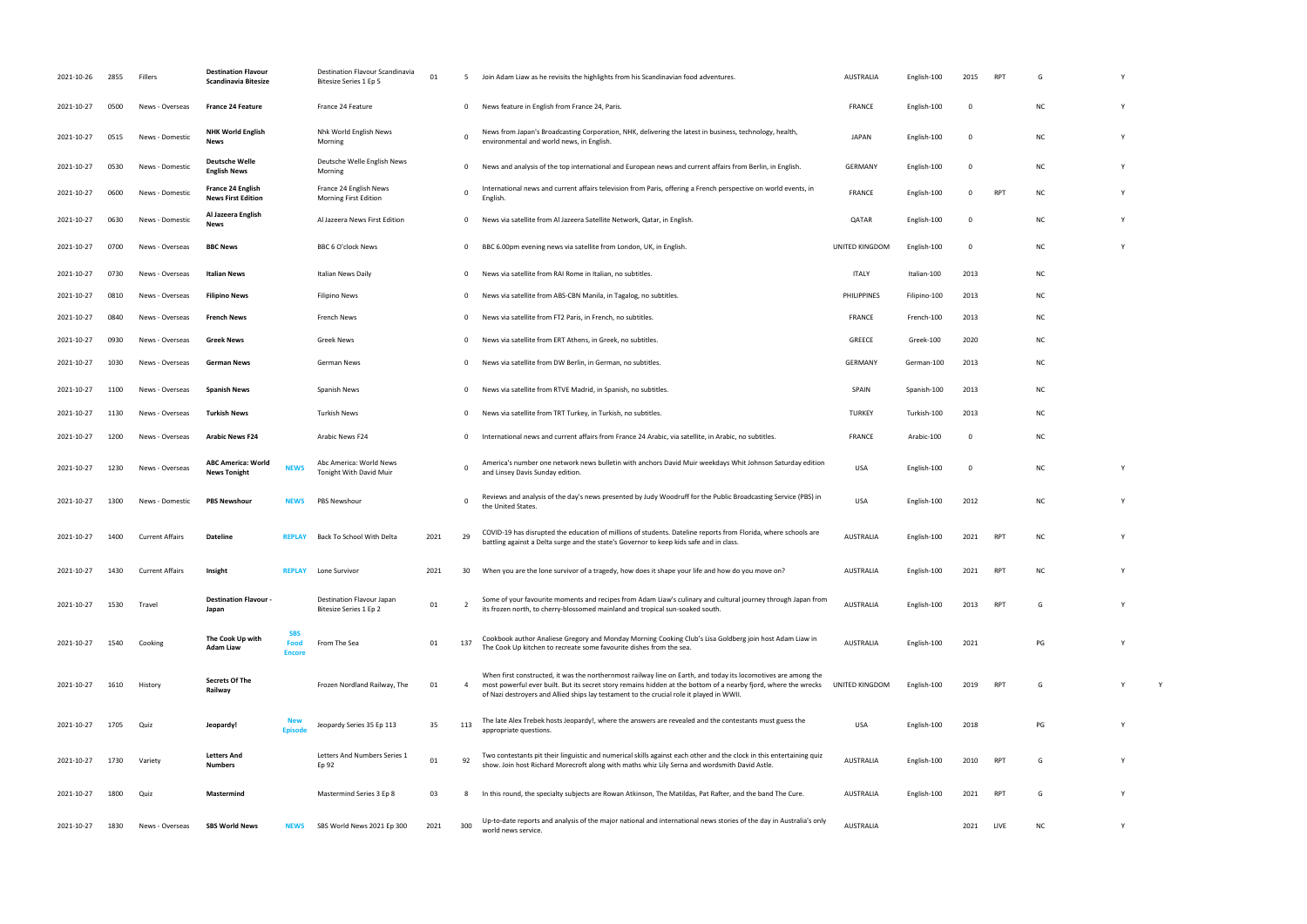| 2021-10-26 | 2855 | Fillers | Destination Flavour Scandinavia Bitesize | | Destination Flavour Scandinavia Bitesize Series 1 Ep 5 | 01 | 5 | Join Adam Liaw as he revisits the highlights from his Scandinavian food adventures. | AUSTRALIA | English-100 | 2015 | RPT | G | | Y | |
|---|---|---|---|---|---|---|---|---|---|---|---|---|---|---|---|---|
| 2021-10-27 | 0500 | News - Overseas | France 24 Feature | | France 24 Feature | | 0 | News feature in English from France 24, Paris. | FRANCE | English-100 | 0 | | NC | | Y | |
| 2021-10-27 | 0515 | News - Domestic | NHK World English News | | Nhk World English News Morning | | 0 | News from Japan's Broadcasting Corporation, NHK, delivering the latest in business, technology, health, environmental and world news, in English. | JAPAN | English-100 | 0 | | NC | | Y | |
| 2021-10-27 | 0530 | News - Domestic | Deutsche Welle English News | | Deutsche Welle English News Morning | | 0 | News and analysis of the top international and European news and current affairs from Berlin, in English. | GERMANY | English-100 | 0 | | NC | | Y | |
| 2021-10-27 | 0600 | News - Domestic | France 24 English News First Edition | | France 24 English News Morning First Edition | | 0 | International news and current affairs television from Paris, offering a French perspective on world events, in English. | FRANCE | English-100 | 0 | RPT | NC | | Y | |
| 2021-10-27 | 0630 | News - Domestic | Al Jazeera English News | | Al Jazeera News First Edition | | 0 | News via satellite from Al Jazeera Satellite Network, Qatar, in English. | QATAR | English-100 | 0 | | NC | | Y | |
| 2021-10-27 | 0700 | News - Overseas | BBC News | | BBC 6 O'clock News | | 0 | BBC 6.00pm evening news via satellite from London, UK, in English. | UNITED KINGDOM | English-100 | 0 | | NC | | Y | |
| 2021-10-27 | 0730 | News - Overseas | Italian News | | Italian News Daily | | 0 | News via satellite from RAI Rome in Italian, no subtitles. | ITALY | Italian-100 | 2013 | | NC | | | |
| 2021-10-27 | 0810 | News - Overseas | Filipino News | | Filipino News | | 0 | News via satellite from ABS-CBN Manila, in Tagalog, no subtitles. | PHILIPPINES | Filipino-100 | 2013 | | NC | | | |
| 2021-10-27 | 0840 | News - Overseas | French News | | French News | | 0 | News via satellite from FT2 Paris, in French, no subtitles. | FRANCE | French-100 | 2013 | | NC | | | |
| 2021-10-27 | 0930 | News - Overseas | Greek News | | Greek News | | 0 | News via satellite from ERT Athens, in Greek, no subtitles. | GREECE | Greek-100 | 2020 | | NC | | | |
| 2021-10-27 | 1030 | News - Overseas | German News | | German News | | 0 | News via satellite from DW Berlin, in German, no subtitles. | GERMANY | German-100 | 2013 | | NC | | | |
| 2021-10-27 | 1100 | News - Overseas | Spanish News | | Spanish News | | 0 | News via satellite from RTVE Madrid, in Spanish, no subtitles. | SPAIN | Spanish-100 | 2013 | | NC | | | |
| 2021-10-27 | 1130 | News - Overseas | Turkish News | | Turkish News | | 0 | News via satellite from TRT Turkey, in Turkish, no subtitles. | TURKEY | Turkish-100 | 2013 | | NC | | | |
| 2021-10-27 | 1200 | News - Overseas | Arabic News F24 | | Arabic News F24 | | 0 | International news and current affairs from France 24 Arabic, via satellite, in Arabic, no subtitles. | FRANCE | Arabic-100 | 0 | | NC | | | |
| 2021-10-27 | 1230 | News - Overseas | ABC America: World News Tonight | NEWS | Abc America: World News Tonight With David Muir | | 0 | America's number one network news bulletin with anchors David Muir weekdays Whit Johnson Saturday edition and Linsey Davis Sunday edition. | USA | English-100 | 0 | | NC | | Y | |
| 2021-10-27 | 1300 | News - Domestic | PBS Newshour | NEWS | PBS Newshour | | 0 | Reviews and analysis of the day's news presented by Judy Woodruff for the Public Broadcasting Service (PBS) in the United States. | USA | English-100 | 2012 | | NC | | Y | |
| 2021-10-27 | 1400 | Current Affairs | Dateline | REPLAY | Back To School With Delta | 2021 | 29 | COVID-19 has disrupted the education of millions of students. Dateline reports from Florida, where schools are battling against a Delta surge and the state's Governor to keep kids safe and in class. | AUSTRALIA | English-100 | 2021 | RPT | NC | | Y | |
| 2021-10-27 | 1430 | Current Affairs | Insight | REPLAY | Lone Survivor | 2021 | 30 | When you are the lone survivor of a tragedy, how does it shape your life and how do you move on? | AUSTRALIA | English-100 | 2021 | RPT | NC | | Y | |
| 2021-10-27 | 1530 | Travel | Destination Flavour - Japan | | Destination Flavour Japan Bitesize Series 1 Ep 2 | 01 | 2 | Some of your favourite moments and recipes from Adam Liaw's culinary and cultural journey through Japan from its frozen north, to cherry-blossomed mainland and tropical sun-soaked south. | AUSTRALIA | English-100 | 2013 | RPT | G | | Y | |
| 2021-10-27 | 1540 | Cooking | The Cook Up with Adam Liaw | SBS Food Encore | From The Sea | 01 | 137 | Cookbook author Analiese Gregory and Monday Morning Cooking Club's Lisa Goldberg join host Adam Liaw in The Cook Up kitchen to recreate some favourite dishes from the sea. | AUSTRALIA | English-100 | 2021 | | PG | | Y | |
| 2021-10-27 | 1610 | History | Secrets Of The Railway | | Frozen Nordland Railway, The | 01 | 4 | When first constructed, it was the northernmost railway line on Earth, and today its locomotives are among the most powerful ever built. But its secret story remains hidden at the bottom of a nearby fjord, where the wrecks of Nazi destroyers and Allied ships lay testament to the crucial role it played in WWII. | UNITED KINGDOM | English-100 | 2019 | RPT | G | | Y | Y |
| 2021-10-27 | 1705 | Quiz | Jeopardy! | New Episode | Jeopardy Series 35 Ep 113 | 35 | 113 | The late Alex Trebek hosts Jeopardy!, where the answers are revealed and the contestants must guess the appropriate questions. | USA | English-100 | 2018 | | PG | | Y | |
| 2021-10-27 | 1730 | Variety | Letters And Numbers | | Letters And Numbers Series 1 Ep 92 | 01 | 92 | Two contestants pit their linguistic and numerical skills against each other and the clock in this entertaining quiz show. Join host Richard Morecroft along with maths whiz Lily Serna and wordsmith David Astle. | AUSTRALIA | English-100 | 2010 | RPT | G | | Y | |
| 2021-10-27 | 1800 | Quiz | Mastermind | | Mastermind Series 3 Ep 8 | 03 | 8 | In this round, the specialty subjects are Rowan Atkinson, The Matildas, Pat Rafter, and the band The Cure. | AUSTRALIA | English-100 | 2021 | RPT | G | | Y | |
| 2021-10-27 | 1830 | News - Overseas | SBS World News | NEWS | SBS World News 2021 Ep 300 | 2021 | 300 | Up-to-date reports and analysis of the major national and international news stories of the day in Australia's only world news service. | AUSTRALIA | | 2021 | LIVE | NC | | Y | |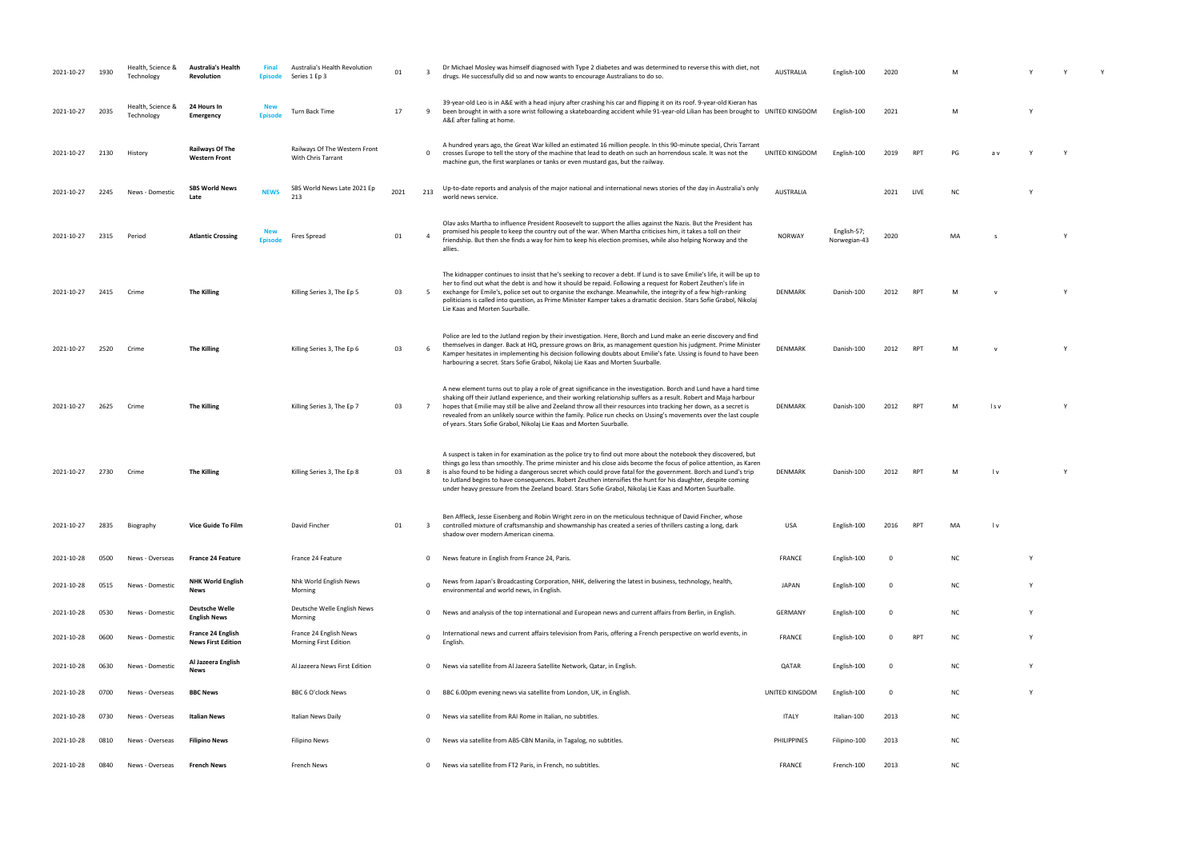| | | | | | | | | | | | | | | | | | | | |
|---|---|---|---|---|---|---|---|---|---|---|---|---|---|---|---|---|---|---|---|
| 2021-10-27 | 1930 | Health, Science & Technology | **Australia's Health Revolution** | **Final Episode** | Australia's Health Revolution Series 1 Ep 3 | 01 | 3 | Dr Michael Mosley was himself diagnosed with Type 2 diabetes and was determined to reverse this with diet, not drugs. He successfully did so and now wants to encourage Australians to do so. | AUSTRALIA | English-100 | 2020 | | M | | Y | Y | Y |
| 2021-10-27 | 2035 | Health, Science & Technology | **24 Hours In Emergency** | **New Episode** | Turn Back Time | 17 | 9 | 39-year-old Leo is in A&E with a head injury after crashing his car and flipping it on its roof. 9-year-old Kieran has been brought in with a sore wrist following a skateboarding accident while 91-year-old Lilian has been brought to A&E after falling at home. | UNITED KINGDOM | English-100 | 2021 | | M | | Y | | |
| 2021-10-27 | 2130 | History | **Railways Of The Western Front** | | Railways Of The Western Front With Chris Tarrant | | 0 | A hundred years ago, the Great War killed an estimated 16 million people. In this 90-minute special, Chris Tarrant crosses Europe to tell the story of the machine that lead to death on such an horrendous scale. It was not the machine gun, the first warplanes or tanks or even mustard gas, but the railway. | UNITED KINGDOM | English-100 | 2019 | RPT | PG | a v | Y | Y | |
| 2021-10-27 | 2245 | News - Domestic | **SBS World News Late** | **NEWS** | SBS World News Late 2021 Ep 213 | 2021 | 213 | Up-to-date reports and analysis of the major national and international news stories of the day in Australia's only world news service. | AUSTRALIA | | 2021 | LIVE | NC | | Y | | |
| 2021-10-27 | 2315 | Period | **Atlantic Crossing** | **New Episode** | Fires Spread | 01 | 4 | Olav asks Martha to influence President Roosevelt to support the allies against the Nazis. But the President has promised his people to keep the country out of the war. When Martha criticises him, it takes a toll on their friendship. But then she finds a way for him to keep his election promises, while also helping Norway and the allies. | NORWAY | English-57; Norwegian-43 | 2020 | | MA | s | | Y | |
| 2021-10-27 | 2415 | Crime | **The Killing** | | Killing Series 3, The Ep 5 | 03 | 5 | The kidnapper continues to insist that he's seeking to recover a debt. If Lund is to save Emilie's life, it will be up to her to find out what the debt is and how it should be repaid. Following a request for Robert Zeuthen's life in exchange for Emilie's, police set out to organise the exchange. Meanwhile, the integrity of a few high-ranking politicians is called into question, as Prime Minister Kamper takes a dramatic decision. Stars Sofie Grabol, Nikolaj Lie Kaas and Morten Suurballe. | DENMARK | Danish-100 | 2012 | RPT | M | v | | Y | |
| 2021-10-27 | 2520 | Crime | **The Killing** | | Killing Series 3, The Ep 6 | 03 | 6 | Police are led to the Jutland region by their investigation. Here, Borch and Lund make an eerie discovery and find themselves in danger. Back at HQ, pressure grows on Brix, as management question his judgment. Prime Minister Kamper hesitates in implementing his decision following doubts about Emilie's fate. Ussing is found to have been harbouring a secret. Stars Sofie Grabol, Nikolaj Lie Kaas and Morten Suurballe. | DENMARK | Danish-100 | 2012 | RPT | M | v | | Y | |
| 2021-10-27 | 2625 | Crime | **The Killing** | | Killing Series 3, The Ep 7 | 03 | 7 | A new element turns out to play a role of great significance in the investigation. Borch and Lund have a hard time shaking off their Jutland experience, and their working relationship suffers as a result. Robert and Maja harbour hopes that Emilie may still be alive and Zeeland throw all their resources into tracking her down, as a secret is revealed from an unlikely source within the family. Police run checks on Ussing's movements over the last couple of years. Stars Sofie Grabol, Nikolaj Lie Kaas and Morten Suurballe. | DENMARK | Danish-100 | 2012 | RPT | M | l s v | | Y | |
| 2021-10-27 | 2730 | Crime | **The Killing** | | Killing Series 3, The Ep 8 | 03 | 8 | A suspect is taken in for examination as the police try to find out more about the notebook they discovered, but things go less than smoothly. The prime minister and his close aids become the focus of police attention, as Karen is also found to be hiding a dangerous secret which could prove fatal for the government. Borch and Lund's trip to Jutland begins to have consequences. Robert Zeuthen intensifies the hunt for his daughter, despite coming under heavy pressure from the Zeeland board. Stars Sofie Grabol, Nikolaj Lie Kaas and Morten Suurballe. | DENMARK | Danish-100 | 2012 | RPT | M | l v | | Y | |
| 2021-10-27 | 2835 | Biography | **Vice Guide To Film** | | David Fincher | 01 | 3 | Ben Affleck, Jesse Eisenberg and Robin Wright zero in on the meticulous technique of David Fincher, whose controlled mixture of craftsmanship and showmanship has created a series of thrillers casting a long, dark shadow over modern American cinema. | USA | English-100 | 2016 | RPT | MA | l v | | | |
| 2021-10-28 | 0500 | News - Overseas | **France 24 Feature** | | France 24 Feature | | 0 | News feature in English from France 24, Paris. | FRANCE | English-100 | 0 | | NC | | Y | | |
| 2021-10-28 | 0515 | News - Domestic | **NHK World English News** | | Nhk World English News Morning | | 0 | News from Japan's Broadcasting Corporation, NHK, delivering the latest in business, technology, health, environmental and world news, in English. | JAPAN | English-100 | 0 | | NC | | Y | | |
| 2021-10-28 | 0530 | News - Domestic | **Deutsche Welle English News** | | Deutsche Welle English News Morning | | 0 | News and analysis of the top international and European news and current affairs from Berlin, in English. | GERMANY | English-100 | 0 | | NC | | Y | | |
| 2021-10-28 | 0600 | News - Domestic | **France 24 English News First Edition** | | France 24 English News Morning First Edition | | 0 | International news and current affairs television from Paris, offering a French perspective on world events, in English. | FRANCE | English-100 | 0 | RPT | NC | | Y | | |
| 2021-10-28 | 0630 | News - Domestic | **Al Jazeera English News** | | Al Jazeera News First Edition | | 0 | News via satellite from Al Jazeera Satellite Network, Qatar, in English. | QATAR | English-100 | 0 | | NC | | Y | | |
| 2021-10-28 | 0700 | News - Overseas | **BBC News** | | BBC 6 O'clock News | | 0 | BBC 6.00pm evening news via satellite from London, UK, in English. | UNITED KINGDOM | English-100 | 0 | | NC | | Y | | |
| 2021-10-28 | 0730 | News - Overseas | **Italian News** | | Italian News Daily | | 0 | News via satellite from RAI Rome in Italian, no subtitles. | ITALY | Italian-100 | 2013 | | NC | | | | |
| 2021-10-28 | 0810 | News - Overseas | **Filipino News** | | Filipino News | | 0 | News via satellite from ABS-CBN Manila, in Tagalog, no subtitles. | PHILIPPINES | Filipino-100 | 2013 | | NC | | | | |
| 2021-10-28 | 0840 | News - Overseas | **French News** | | French News | | 0 | News via satellite from FT2 Paris, in French, no subtitles. | FRANCE | French-100 | 2013 | | NC | | | | |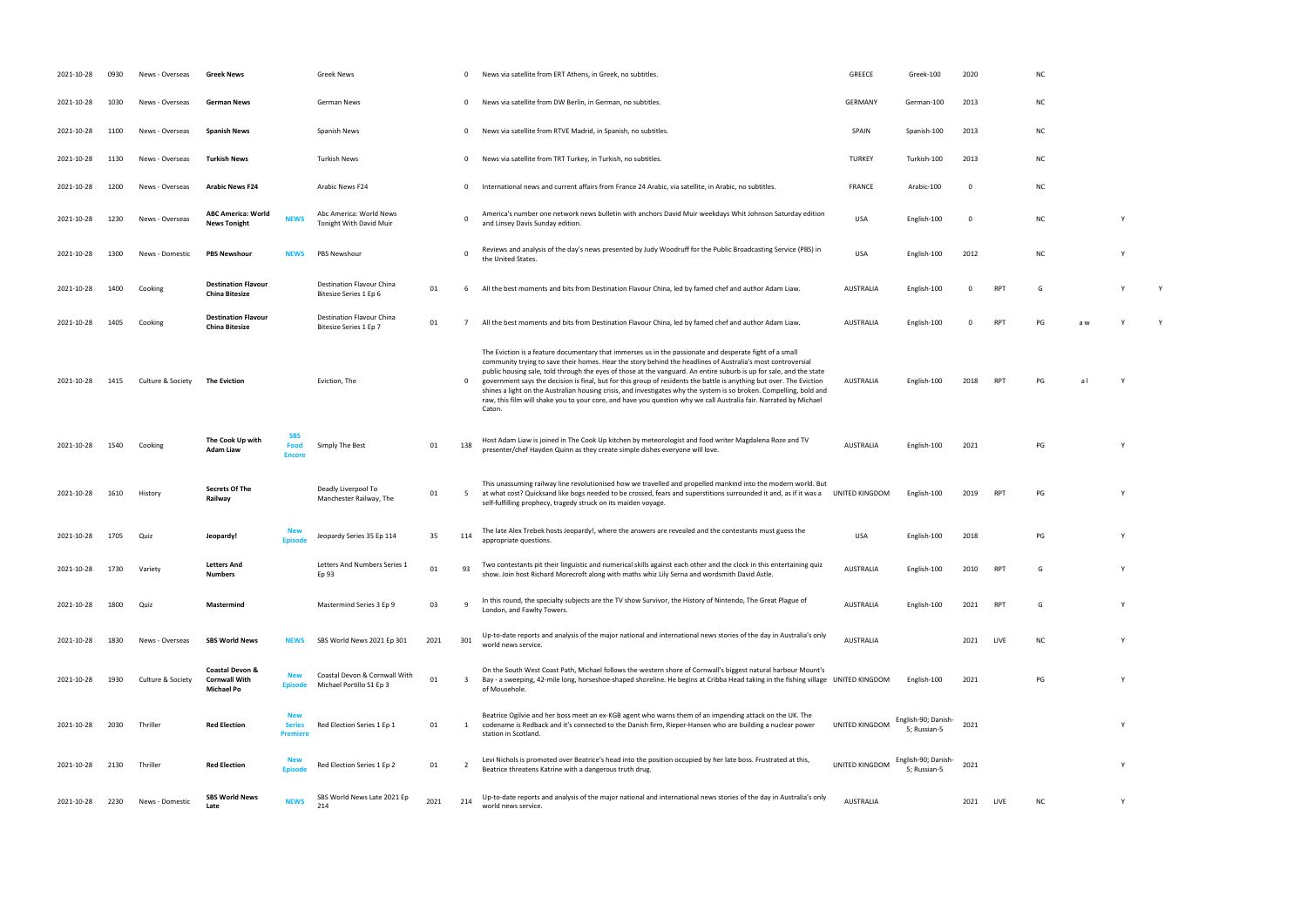| | | | | | | | | | | | | | | | | | |
|---|---|---|---|---|---|---|---|---|---|---|---|---|---|---|---|---|---|
| 2021-10-28 | 0930 | News - Overseas | **Greek News** | | Greek News | | 0 | News via satellite from ERT Athens, in Greek, no subtitles. | GREECE | Greek-100 | 2020 | | NC | | | |
| 2021-10-28 | 1030 | News - Overseas | **German News** | | German News | | 0 | News via satellite from DW Berlin, in German, no subtitles. | GERMANY | German-100 | 2013 | | NC | | | |
| 2021-10-28 | 1100 | News - Overseas | **Spanish News** | | Spanish News | | 0 | News via satellite from RTVE Madrid, in Spanish, no subtitles. | SPAIN | Spanish-100 | 2013 | | NC | | | |
| 2021-10-28 | 1130 | News - Overseas | **Turkish News** | | Turkish News | | 0 | News via satellite from TRT Turkey, in Turkish, no subtitles. | TURKEY | Turkish-100 | 2013 | | NC | | | |
| 2021-10-28 | 1200 | News - Overseas | **Arabic News F24** | | Arabic News F24 | | 0 | International news and current affairs from France 24 Arabic, via satellite, in Arabic, no subtitles. | FRANCE | Arabic-100 | 0 | | NC | | | |
| 2021-10-28 | 1230 | News - Overseas | **ABC America: World News Tonight** | **NEWS** | Abc America: World News Tonight With David Muir | | 0 | America's number one network news bulletin with anchors David Muir weekdays Whit Johnson Saturday edition and Linsey Davis Sunday edition. | USA | English-100 | 0 | | NC | | Y | |
| 2021-10-28 | 1300 | News - Domestic | **PBS Newshour** | **NEWS** | PBS Newshour | | 0 | Reviews and analysis of the day's news presented by Judy Woodruff for the Public Broadcasting Service (PBS) in the United States. | USA | English-100 | 2012 | | NC | | Y | |
| 2021-10-28 | 1400 | Cooking | **Destination Flavour China Bitesize** | | Destination Flavour China Bitesize Series 1 Ep 6 | 01 | 6 | All the best moments and bits from Destination Flavour China, led by famed chef and author Adam Liaw. | AUSTRALIA | English-100 | 0 | RPT | G | | Y | Y |
| 2021-10-28 | 1405 | Cooking | **Destination Flavour China Bitesize** | | Destination Flavour China Bitesize Series 1 Ep 7 | 01 | 7 | All the best moments and bits from Destination Flavour China, led by famed chef and author Adam Liaw. | AUSTRALIA | English-100 | 0 | RPT | PG | a w | Y | Y |
| 2021-10-28 | 1415 | Culture & Society | **The Eviction** | | Eviction, The | | 0 | The Eviction is a feature documentary that immerses us in the passionate and desperate fight of a small community trying to save their homes. Hear the story behind the headlines of Australia's most controversial public housing sale, told through the eyes of those at the vanguard. An entire suburb is up for sale, and the state government says the decision is final, but for this group of residents the battle is anything but over. The Eviction shines a light on the Australian housing crisis, and investigates why the system is so broken. Compelling, bold and raw, this film will shake you to your core, and have you question why we call Australia fair. Narrated by Michael Caton. | AUSTRALIA | English-100 | 2018 | RPT | PG | a l | Y | |
| 2021-10-28 | 1540 | Cooking | **The Cook Up with Adam Liaw** | **SBS Food Encore** | Simply The Best | 01 | 138 | Host Adam Liaw is joined in The Cook Up kitchen by meteorologist and food writer Magdalena Roze and TV presenter/chef Hayden Quinn as they create simple dishes everyone will love. | AUSTRALIA | English-100 | 2021 | | PG | | Y | |
| 2021-10-28 | 1610 | History | **Secrets Of The Railway** | | Deadly Liverpool To Manchester Railway, The | 01 | 5 | This unassuming railway line revolutionised how we travelled and propelled mankind into the modern world. But at what cost? Quicksand like bogs needed to be crossed, fears and superstitions surrounded it and, as if it was a self-fulfilling prophecy, tragedy struck on its maiden voyage. | UNITED KINGDOM | English-100 | 2019 | RPT | PG | | Y | |
| 2021-10-28 | 1705 | Quiz | **Jeopardy!** | **New Episode** | Jeopardy Series 35 Ep 114 | 35 | 114 | The late Alex Trebek hosts Jeopardy!, where the answers are revealed and the contestants must guess the appropriate questions. | USA | English-100 | 2018 | | PG | | Y | |
| 2021-10-28 | 1730 | Variety | **Letters And Numbers** | | Letters And Numbers Series 1 Ep 93 | 01 | 93 | Two contestants pit their linguistic and numerical skills against each other and the clock in this entertaining quiz show. Join host Richard Morecroft along with maths whiz Lily Serna and wordsmith David Astle. | AUSTRALIA | English-100 | 2010 | RPT | G | | Y | |
| 2021-10-28 | 1800 | Quiz | **Mastermind** | | Mastermind Series 3 Ep 9 | 03 | 9 | In this round, the specialty subjects are the TV show Survivor, the History of Nintendo, The Great Plague of London, and Fawlty Towers. | AUSTRALIA | English-100 | 2021 | RPT | G | | Y | |
| 2021-10-28 | 1830 | News - Overseas | **SBS World News** | **NEWS** | SBS World News 2021 Ep 301 | 2021 | 301 | Up-to-date reports and analysis of the major national and international news stories of the day in Australia's only world news service. | AUSTRALIA | | 2021 | LIVE | NC | | Y | |
| 2021-10-28 | 1930 | Culture & Society | **Coastal Devon & Cornwall With Michael Po** | **New Episode** | Coastal Devon & Cornwall With Michael Portillo S1 Ep 3 | 01 | 3 | On the South West Coast Path, Michael follows the western shore of Cornwall's biggest natural harbour Mount's Bay - a sweeping, 42-mile long, horseshoe-shaped shoreline. He begins at Cribba Head taking in the fishing village of Mousehole. | UNITED KINGDOM | English-100 | 2021 | | PG | | Y | |
| 2021-10-28 | 2030 | Thriller | **Red Election** | **New Series Premiere** | Red Election Series 1 Ep 1 | 01 | 1 | Beatrice Ogilvie and her boss meet an ex-KGB agent who warns them of an impending attack on the UK. The codename is Redback and it's connected to the Danish firm, Rieper-Hansen who are building a nuclear power station in Scotland. | UNITED KINGDOM | English-90; Danish-5; Russian-5 | 2021 | | | | Y | |
| 2021-10-28 | 2130 | Thriller | **Red Election** | **New Episode** | Red Election Series 1 Ep 2 | 01 | 2 | Levi Nichols is promoted over Beatrice's head into the position occupied by her late boss. Frustrated at this, Beatrice threatens Katrine with a dangerous truth drug. | UNITED KINGDOM | English-90; Danish-5; Russian-5 | 2021 | | | | Y | |
| 2021-10-28 | 2230 | News - Domestic | **SBS World News Late** | **NEWS** | SBS World News Late 2021 Ep 214 | 2021 | 214 | Up-to-date reports and analysis of the major national and international news stories of the day in Australia's only world news service. | AUSTRALIA | | 2021 | LIVE | NC | | Y | |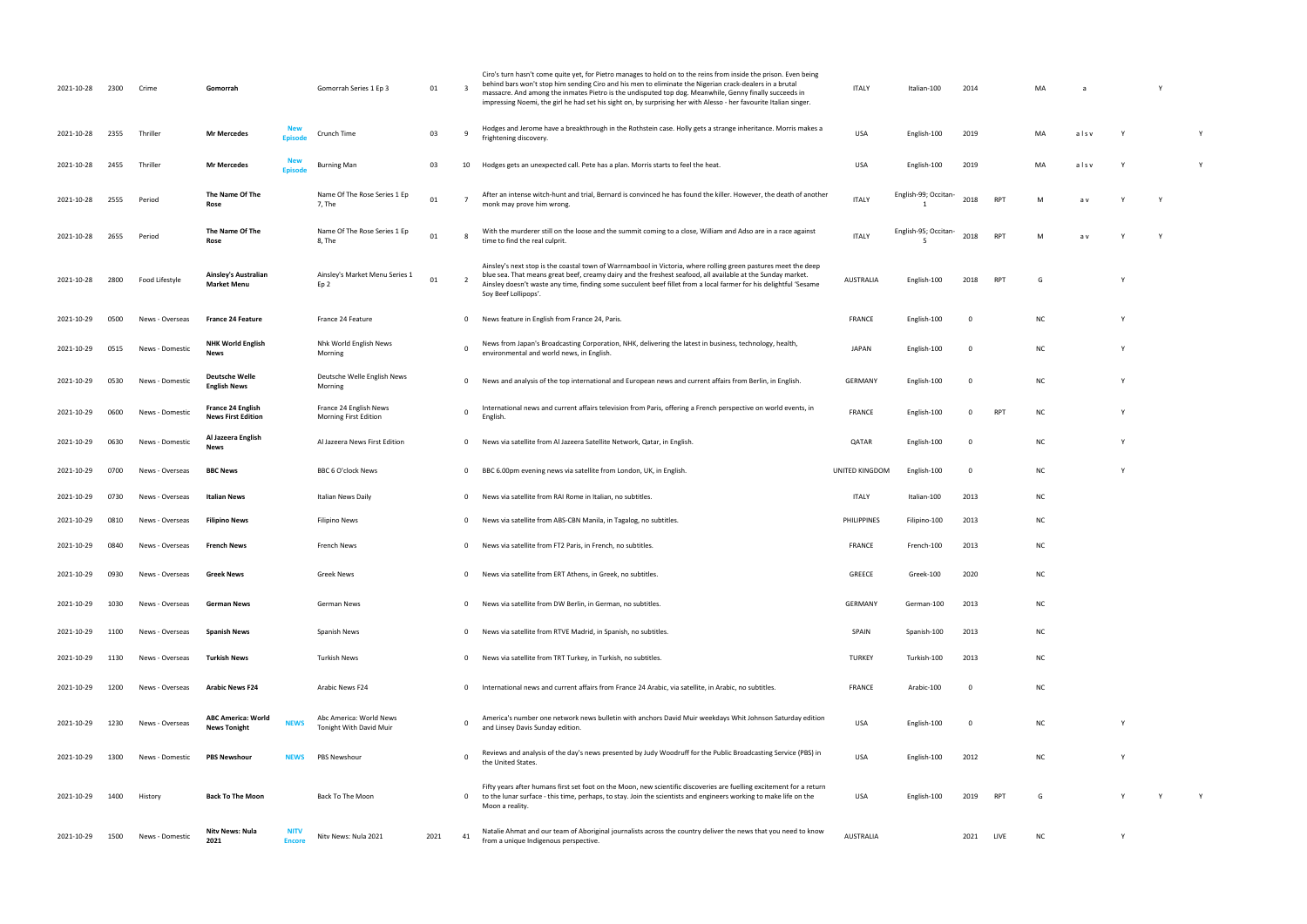| 2021-10-28 | 2300 | Crime | Gomorrah | | Gomorrah Series 1 Ep 3 | 01 | 3 | Ciro's turn hasn't come quite yet, for Pietro manages to hold on to the reins from inside the prison. Even being behind bars won't stop him sending Ciro and his men to eliminate the Nigerian crack-dealers in a brutal massacre. And among the inmates Pietro is the undisputed top dog. Meanwhile, Genny finally succeeds in impressing Noemi, the girl he had set his sight on, by surprising her with Alesso - her favourite Italian singer. | ITALY | Italian-100 | 2014 | | MA | a | | Y | |
|---|---|---|---|---|---|---|---|---|---|---|---|---|---|---|---|---|---|
| 2021-10-28 | 2355 | Thriller | Mr Mercedes | New Episode | Crunch Time | 03 | 9 | Hodges and Jerome have a breakthrough in the Rothstein case. Holly gets a strange inheritance. Morris makes a frightening discovery. | USA | English-100 | 2019 | | MA | a l s v | Y | | Y |
| 2021-10-28 | 2455 | Thriller | Mr Mercedes | New Episode | Burning Man | 03 | 10 | Hodges gets an unexpected call. Pete has a plan. Morris starts to feel the heat. | USA | English-100 | 2019 | | MA | a l s v | Y | | Y |
| 2021-10-28 | 2555 | Period | The Name Of The Rose | | Name Of The Rose Series 1 Ep 7, The | 01 | 7 | After an intense witch-hunt and trial, Bernard is convinced he has found the killer. However, the death of another monk may prove him wrong. | ITALY | English-99; Occitan-1 | 2018 | RPT | M | a v | Y | Y | |
| 2021-10-28 | 2655 | Period | The Name Of The Rose | | Name Of The Rose Series 1 Ep 8, The | 01 | 8 | With the murderer still on the loose and the summit coming to a close, William and Adso are in a race against time to find the real culprit. | ITALY | English-95; Occitan-5 | 2018 | RPT | M | a v | Y | Y | |
| 2021-10-28 | 2800 | Food Lifestyle | Ainsley's Australian Market Menu | | Ainsley's Market Menu Series 1 Ep 2 | 01 | 2 | Ainsley's next stop is the coastal town of Warrnambool in Victoria, where rolling green pastures meet the deep blue sea. That means great beef, creamy dairy and the freshest seafood, all available at the Sunday market. Ainsley doesn't waste any time, finding some succulent beef fillet from a local farmer for his delightful 'Sesame Soy Beef Lollipops'. | AUSTRALIA | English-100 | 2018 | RPT | G | | Y | | |
| 2021-10-29 | 0500 | News - Overseas | France 24 Feature | | France 24 Feature | | 0 | News feature in English from France 24, Paris. | FRANCE | English-100 | 0 | | NC | | Y | | |
| 2021-10-29 | 0515 | News - Domestic | NHK World English News | | Nhk World English News Morning | | 0 | News from Japan's Broadcasting Corporation, NHK, delivering the latest in business, technology, health, environmental and world news, in English. | JAPAN | English-100 | 0 | | NC | | Y | | |
| 2021-10-29 | 0530 | News - Domestic | Deutsche Welle English News | | Deutsche Welle English News Morning | | 0 | News and analysis of the top international and European news and current affairs from Berlin, in English. | GERMANY | English-100 | 0 | | NC | | Y | | |
| 2021-10-29 | 0600 | News - Domestic | France 24 English News First Edition | | France 24 English News Morning First Edition | | 0 | International news and current affairs television from Paris, offering a French perspective on world events, in English. | FRANCE | English-100 | 0 | RPT | NC | | Y | | |
| 2021-10-29 | 0630 | News - Domestic | Al Jazeera English News | | Al Jazeera News First Edition | | 0 | News via satellite from Al Jazeera Satellite Network, Qatar, in English. | QATAR | English-100 | 0 | | NC | | Y | | |
| 2021-10-29 | 0700 | News - Overseas | BBC News | | BBC 6 O'clock News | | 0 | BBC 6.00pm evening news via satellite from London, UK, in English. | UNITED KINGDOM | English-100 | 0 | | NC | | Y | | |
| 2021-10-29 | 0730 | News - Overseas | Italian News | | Italian News Daily | | 0 | News via satellite from RAI Rome in Italian, no subtitles. | ITALY | Italian-100 | 2013 | | NC | | | | |
| 2021-10-29 | 0810 | News - Overseas | Filipino News | | Filipino News | | 0 | News via satellite from ABS-CBN Manila, in Tagalog, no subtitles. | PHILIPPINES | Filipino-100 | 2013 | | NC | | | | |
| 2021-10-29 | 0840 | News - Overseas | French News | | French News | | 0 | News via satellite from FT2 Paris, in French, no subtitles. | FRANCE | French-100 | 2013 | | NC | | | | |
| 2021-10-29 | 0930 | News - Overseas | Greek News | | Greek News | | 0 | News via satellite from ERT Athens, in Greek, no subtitles. | GREECE | Greek-100 | 2020 | | NC | | | | |
| 2021-10-29 | 1030 | News - Overseas | German News | | German News | | 0 | News via satellite from DW Berlin, in German, no subtitles. | GERMANY | German-100 | 2013 | | NC | | | | |
| 2021-10-29 | 1100 | News - Overseas | Spanish News | | Spanish News | | 0 | News via satellite from RTVE Madrid, in Spanish, no subtitles. | SPAIN | Spanish-100 | 2013 | | NC | | | | |
| 2021-10-29 | 1130 | News - Overseas | Turkish News | | Turkish News | | 0 | News via satellite from TRT Turkey, in Turkish, no subtitles. | TURKEY | Turkish-100 | 2013 | | NC | | | | |
| 2021-10-29 | 1200 | News - Overseas | Arabic News F24 | | Arabic News F24 | | 0 | International news and current affairs from France 24 Arabic, via satellite, in Arabic, no subtitles. | FRANCE | Arabic-100 | 0 | | NC | | | | |
| 2021-10-29 | 1230 | News - Overseas | ABC America: World News Tonight | NEWS | Abc America: World News Tonight With David Muir | | 0 | America's number one network news bulletin with anchors David Muir weekdays Whit Johnson Saturday edition and Linsey Davis Sunday edition. | USA | English-100 | 0 | | NC | | Y | | |
| 2021-10-29 | 1300 | News - Domestic | PBS Newshour | NEWS | PBS Newshour | | 0 | Reviews and analysis of the day's news presented by Judy Woodruff for the Public Broadcasting Service (PBS) in the United States. | USA | English-100 | 2012 | | NC | | Y | | |
| 2021-10-29 | 1400 | History | Back To The Moon | | Back To The Moon | | 0 | Fifty years after humans first set foot on the Moon, new scientific discoveries are fuelling excitement for a return to the lunar surface - this time, perhaps, to stay. Join the scientists and engineers working to make life on the Moon a reality. | USA | English-100 | 2019 | RPT | G | | Y | Y | Y |
| 2021-10-29 | 1500 | News - Domestic | Nitv News: Nula 2021 | NITV Encore | Nitv News: Nula 2021 | 2021 | 41 | Natalie Ahmat and our team of Aboriginal journalists across the country deliver the news that you need to know from a unique Indigenous perspective. | AUSTRALIA | | 2021 | LIVE | NC | | Y | | |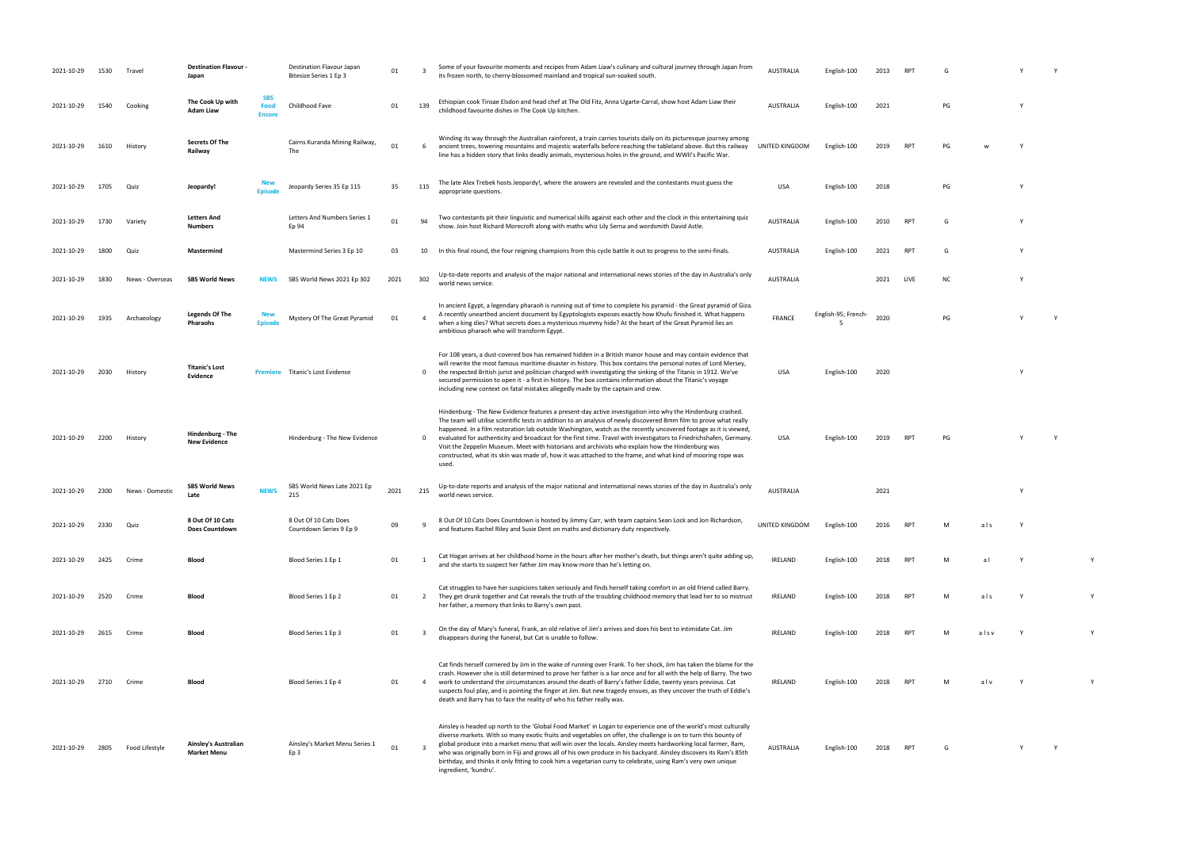| | | | | | | | | | | | | | | | | | | |
|---|---|---|---|---|---|---|---|---|---|---|---|---|---|---|---|---|---|---|
| 2021-10-29 | 1530 | Travel | **Destination Flavour - Japan** | | Destination Flavour Japan Bitesize Series 1 Ep 3 | 01 | 3 | Some of your favourite moments and recipes from Adam Liaw's culinary and cultural journey through Japan from its frozen north, to cherry-blossomed mainland and tropical sun-soaked south. | AUSTRALIA | English-100 | 2013 | RPT | G | | Y | Y | | |
| 2021-10-29 | 1540 | Cooking | **The Cook Up with Adam Liaw** | **SBS Food Encore** | Childhood Fave | 01 | 139 | Ethiopian cook Tinsae Elsdon and head chef at The Old Fitz, Anna Ugarte-Carral, show host Adam Liaw their childhood favourite dishes in The Cook Up kitchen. | AUSTRALIA | English-100 | 2021 | | PG | | Y | | | |
| 2021-10-29 | 1610 | History | **Secrets Of The Railway** | | Cairns Kuranda Mining Railway, The | 01 | 6 | Winding its way through the Australian rainforest, a train carries tourists daily on its picturesque journey among ancient trees, towering mountains and majestic waterfalls before reaching the tableland above. But this railway line has a hidden story that links deadly animals, mysterious holes in the ground, and WWII's Pacific War. | UNITED KINGDOM | English-100 | 2019 | RPT | PG | w | Y | | | |
| 2021-10-29 | 1705 | Quiz | **Jeopardy!** | **New Episode** | Jeopardy Series 35 Ep 115 | 35 | 115 | The late Alex Trebek hosts Jeopardy!, where the answers are revealed and the contestants must guess the appropriate questions. | USA | English-100 | 2018 | | PG | | Y | | | |
| 2021-10-29 | 1730 | Variety | **Letters And Numbers** | | Letters And Numbers Series 1 Ep 94 | 01 | 94 | Two contestants pit their linguistic and numerical skills against each other and the clock in this entertaining quiz show. Join host Richard Morecroft along with maths whiz Lily Serna and wordsmith David Astle. | AUSTRALIA | English-100 | 2010 | RPT | G | | Y | | | |
| 2021-10-29 | 1800 | Quiz | **Mastermind** | | Mastermind Series 3 Ep 10 | 03 | 10 | In this final round, the four reigning champions from this cycle battle it out to progress to the semi-finals. | AUSTRALIA | English-100 | 2021 | RPT | G | | Y | | | |
| 2021-10-29 | 1830 | News - Overseas | **SBS World News** | **NEWS** | SBS World News 2021 Ep 302 | 2021 | 302 | Up-to-date reports and analysis of the major national and international news stories of the day in Australia's only world news service. | AUSTRALIA | | 2021 | LIVE | NC | | Y | | | |
| 2021-10-29 | 1935 | Archaeology | **Legends Of The Pharaohs** | **New Episode** | Mystery Of The Great Pyramid | 01 | 4 | In ancient Egypt, a legendary pharaoh is running out of time to complete his pyramid - the Great pyramid of Giza. A recently unearthed ancient document by Egyptologists exposes exactly how Khufu finished it. What happens when a king dies? What secrets does a mysterious mummy hide? At the heart of the Great Pyramid lies an ambitious pharaoh who will transform Egypt. | FRANCE | English-95; French-5 | 2020 | | PG | | Y | Y | | |
| 2021-10-29 | 2030 | History | **Titanic's Lost Evidence** | **Premiere** | Titanic's Lost Evidence | | 0 | For 108 years, a dust-covered box has remained hidden in a British manor house and may contain evidence that will rewrite the most famous maritime disaster in history. This box contains the personal notes of Lord Mersey, the respected British jurist and politician charged with investigating the sinking of the Titanic in 1912. We've secured permission to open it - a first in history. The box contains information about the Titanic's voyage including new context on fatal mistakes allegedly made by the captain and crew. | USA | English-100 | 2020 | | | | Y | | | |
| 2021-10-29 | 2200 | History | **Hindenburg - The New Evidence** | | Hindenburg - The New Evidence | | 0 | Hindenburg - The New Evidence features a present-day active investigation into why the Hindenburg crashed. The team will utilise scientific tests in addition to an analysis of newly discovered 8mm film to prove what really happened. In a film restoration lab outside Washington, watch as the recently uncovered footage as it is viewed, evaluated for authenticity and broadcast for the first time. Travel with investigators to Friedrichshafen, Germany. Visit the Zeppelin Museum. Meet with historians and archivists who explain how the Hindenburg was constructed, what its skin was made of, how it was attached to the frame, and what kind of mooring rope was used. | USA | English-100 | 2019 | RPT | PG | | Y | Y | | |
| 2021-10-29 | 2300 | News - Domestic | **SBS World News Late** | **NEWS** | SBS World News Late 2021 Ep 215 | 2021 | 215 | Up-to-date reports and analysis of the major national and international news stories of the day in Australia's only world news service. | AUSTRALIA | | 2021 | | | | Y | | | |
| 2021-10-29 | 2330 | Quiz | **8 Out Of 10 Cats Does Countdown** | | 8 Out Of 10 Cats Does Countdown Series 9 Ep 9 | 09 | 9 | 8 Out Of 10 Cats Does Countdown is hosted by Jimmy Carr, with team captains Sean Lock and Jon Richardson, and features Rachel Riley and Susie Dent on maths and dictionary duty respectively. | UNITED KINGDOM | English-100 | 2016 | RPT | M | a l s | Y | | | |
| 2021-10-29 | 2425 | Crime | **Blood** | | Blood Series 1 Ep 1 | 01 | 1 | Cat Hogan arrives at her childhood home in the hours after her mother's death, but things aren't quite adding up, and she starts to suspect her father Jim may know more than he's letting on. | IRELAND | English-100 | 2018 | RPT | M | a l | Y | | | Y |
| 2021-10-29 | 2520 | Crime | **Blood** | | Blood Series 1 Ep 2 | 01 | 2 | Cat struggles to have her suspicions taken seriously and finds herself taking comfort in an old friend called Barry. They get drunk together and Cat reveals the truth of the troubling childhood memory that lead her to so mistrust her father, a memory that links to Barry's own past. | IRELAND | English-100 | 2018 | RPT | M | a l s | Y | | | Y |
| 2021-10-29 | 2615 | Crime | **Blood** | | Blood Series 1 Ep 3 | 01 | 3 | On the day of Mary's funeral, Frank, an old relative of Jim's arrives and does his best to intimidate Cat. Jim disappears during the funeral, but Cat is unable to follow. | IRELAND | English-100 | 2018 | RPT | M | a l s v | Y | | | Y |
| 2021-10-29 | 2710 | Crime | **Blood** | | Blood Series 1 Ep 4 | 01 | 4 | Cat finds herself cornered by Jim in the wake of running over Frank. To her shock, Jim has taken the blame for the crash. However she is still determined to prove her father is a liar once and for all with the help of Barry. The two work to understand the circumstances around the death of Barry's father Eddie, twenty years previous. Cat suspects foul play, and is pointing the finger at Jim. But new tragedy ensues, as they uncover the truth of Eddie's death and Barry has to face the reality of who his father really was. | IRELAND | English-100 | 2018 | RPT | M | a l v | Y | | | Y |
| 2021-10-29 | 2805 | Food Lifestyle | **Ainsley's Australian Market Menu** | | Ainsley's Market Menu Series 1 Ep 3 | 01 | 3 | Ainsley is headed up north to the 'Global Food Market' in Logan to experience one of the world's most culturally diverse markets. With so many exotic fruits and vegetables on offer, the challenge is on to turn this bounty of global produce into a market menu that will win over the locals. Ainsley meets hardworking local farmer, Ram, who was originally born in Fiji and grows all of his own produce in his backyard. Ainsley discovers its Ram's 85th birthday, and thinks it only fitting to cook him a vegetarian curry to celebrate, using Ram's very own unique ingredient, 'kundru'. | AUSTRALIA | English-100 | 2018 | RPT | G | | Y | Y | | |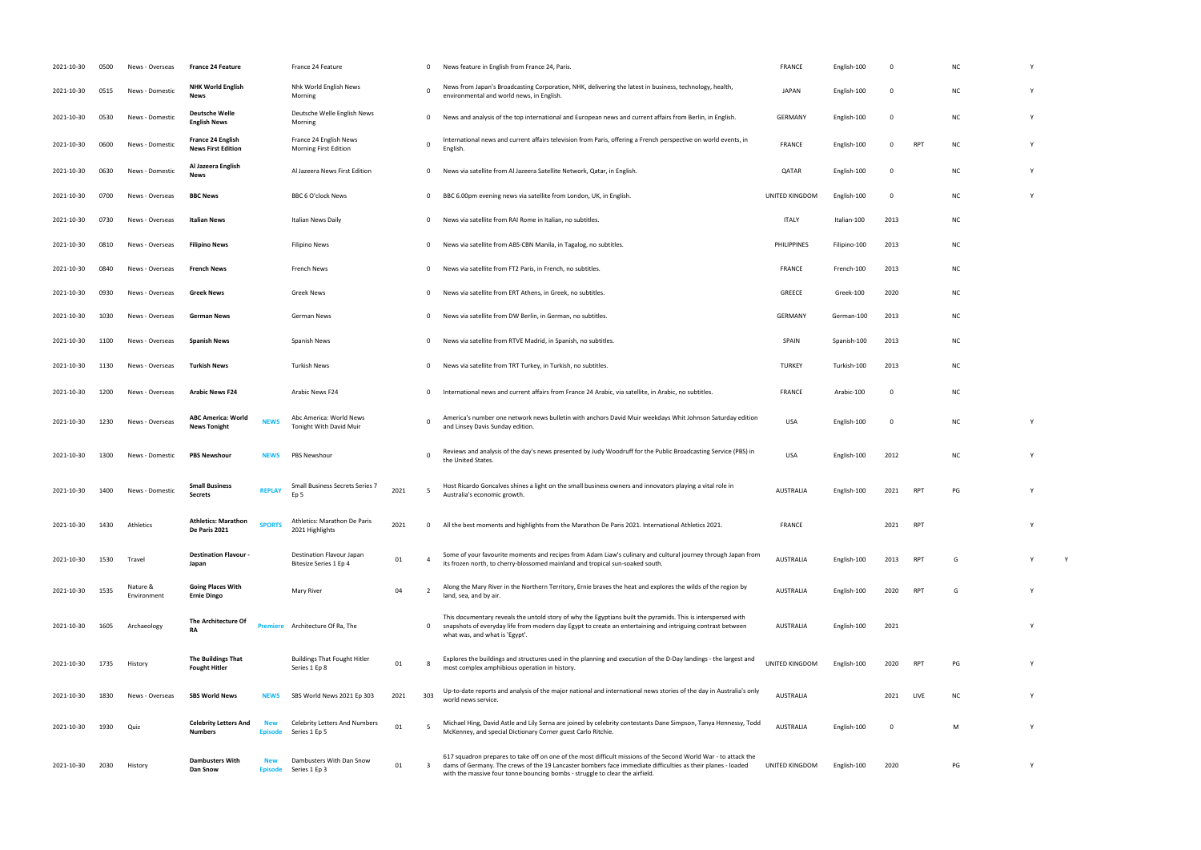| | | | | | | | | | | | | | | | | |
|---|---|---|---|---|---|---|---|---|---|---|---|---|---|---|---|---|
| 2021-10-30 | 0500 | News - Overseas | **France 24 Feature** | | France 24 Feature | | 0 | News feature in English from France 24, Paris. | FRANCE | English-100 | 0 | | NC | | Y | |
| 2021-10-30 | 0515 | News - Domestic | **NHK World English News** | | Nhk World English News Morning | | 0 | News from Japan's Broadcasting Corporation, NHK, delivering the latest in business, technology, health, environmental and world news, in English. | JAPAN | English-100 | 0 | | NC | | Y | |
| 2021-10-30 | 0530 | News - Domestic | **Deutsche Welle English News** | | Deutsche Welle English News Morning | | 0 | News and analysis of the top international and European news and current affairs from Berlin, in English. | GERMANY | English-100 | 0 | | NC | | Y | |
| 2021-10-30 | 0600 | News - Domestic | **France 24 English News First Edition** | | France 24 English News Morning First Edition | | 0 | International news and current affairs television from Paris, offering a French perspective on world events, in English. | FRANCE | English-100 | 0 | RPT | NC | | Y | |
| 2021-10-30 | 0630 | News - Domestic | **Al Jazeera English News** | | Al Jazeera News First Edition | | 0 | News via satellite from Al Jazeera Satellite Network, Qatar, in English. | QATAR | English-100 | 0 | | NC | | Y | |
| 2021-10-30 | 0700 | News - Overseas | **BBC News** | | BBC 6 O'clock News | | 0 | BBC 6.00pm evening news via satellite from London, UK, in English. | UNITED KINGDOM | English-100 | 0 | | NC | | Y | |
| 2021-10-30 | 0730 | News - Overseas | **Italian News** | | Italian News Daily | | 0 | News via satellite from RAI Rome in Italian, no subtitles. | ITALY | Italian-100 | 2013 | | NC | | | |
| 2021-10-30 | 0810 | News - Overseas | **Filipino News** | | Filipino News | | 0 | News via satellite from ABS-CBN Manila, in Tagalog, no subtitles. | PHILIPPINES | Filipino-100 | 2013 | | NC | | | |
| 2021-10-30 | 0840 | News - Overseas | **French News** | | French News | | 0 | News via satellite from FT2 Paris, in French, no subtitles. | FRANCE | French-100 | 2013 | | NC | | | |
| 2021-10-30 | 0930 | News - Overseas | **Greek News** | | Greek News | | 0 | News via satellite from ERT Athens, in Greek, no subtitles. | GREECE | Greek-100 | 2020 | | NC | | | |
| 2021-10-30 | 1030 | News - Overseas | **German News** | | German News | | 0 | News via satellite from DW Berlin, in German, no subtitles. | GERMANY | German-100 | 2013 | | NC | | | |
| 2021-10-30 | 1100 | News - Overseas | **Spanish News** | | Spanish News | | 0 | News via satellite from RTVE Madrid, in Spanish, no subtitles. | SPAIN | Spanish-100 | 2013 | | NC | | | |
| 2021-10-30 | 1130 | News - Overseas | **Turkish News** | | Turkish News | | 0 | News via satellite from TRT Turkey, in Turkish, no subtitles. | TURKEY | Turkish-100 | 2013 | | NC | | | |
| 2021-10-30 | 1200 | News - Overseas | **Arabic News F24** | | Arabic News F24 | | 0 | International news and current affairs from France 24 Arabic, via satellite, in Arabic, no subtitles. | FRANCE | Arabic-100 | 0 | | NC | | | |
| 2021-10-30 | 1230 | News - Overseas | **ABC America: World News Tonight** | NEWS | Abc America: World News Tonight With David Muir | | 0 | America's number one network news bulletin with anchors David Muir weekdays Whit Johnson Saturday edition and Linsey Davis Sunday edition. | USA | English-100 | 0 | | NC | | Y | |
| 2021-10-30 | 1300 | News - Domestic | **PBS Newshour** | NEWS | PBS Newshour | | 0 | Reviews and analysis of the day's news presented by Judy Woodruff for the Public Broadcasting Service (PBS) in the United States. | USA | English-100 | 2012 | | NC | | Y | |
| 2021-10-30 | 1400 | News - Domestic | **Small Business Secrets** | REPLAY | Small Business Secrets Series 7 Ep 5 | 2021 | 5 | Host Ricardo Goncalves shines a light on the small business owners and innovators playing a vital role in Australia's economic growth. | AUSTRALIA | English-100 | 2021 | RPT | PG | | Y | |
| 2021-10-30 | 1430 | Athletics | **Athletics: Marathon De Paris 2021** | SPORTS | Athletics: Marathon De Paris 2021 Highlights | 2021 | 0 | All the best moments and highlights from the Marathon De Paris 2021. International Athletics 2021. | FRANCE | | 2021 | RPT | | | Y | |
| 2021-10-30 | 1530 | Travel | **Destination Flavour - Japan** | | Destination Flavour Japan Bitesize Series 1 Ep 4 | 01 | 4 | Some of your favourite moments and recipes from Adam Liaw's culinary and cultural journey through Japan from its frozen north, to cherry-blossomed mainland and tropical sun-soaked south. | AUSTRALIA | English-100 | 2013 | RPT | G | | Y | Y |
| 2021-10-30 | 1535 | Nature & Environment | **Going Places With Ernie Dingo** | | Mary River | 04 | 2 | Along the Mary River in the Northern Territory, Ernie braves the heat and explores the wilds of the region by land, sea, and by air. | AUSTRALIA | English-100 | 2020 | RPT | G | | Y | |
| 2021-10-30 | 1605 | Archaeology | **The Architecture Of RA** | Premiere | Architecture Of Ra, The | | 0 | This documentary reveals the untold story of why the Egyptians built the pyramids. This is interspersed with snapshots of everyday life from modern day Egypt to create an entertaining and intriguing contrast between what was, and what is 'Egypt'. | AUSTRALIA | English-100 | 2021 | | | | Y | |
| 2021-10-30 | 1735 | History | **The Buildings That Fought Hitler** | | Buildings That Fought Hitler Series 1 Ep 8 | 01 | 8 | Explores the buildings and structures used in the planning and execution of the D-Day landings - the largest and most complex amphibious operation in history. | UNITED KINGDOM | English-100 | 2020 | RPT | PG | | Y | |
| 2021-10-30 | 1830 | News - Overseas | **SBS World News** | NEWS | SBS World News 2021 Ep 303 | 2021 | 303 | Up-to-date reports and analysis of the major national and international news stories of the day in Australia's only world news service. | AUSTRALIA | | 2021 | LIVE | NC | | Y | |
| 2021-10-30 | 1930 | Quiz | **Celebrity Letters And Numbers** | New Episode | Celebrity Letters And Numbers Series 1 Ep 5 | 01 | 5 | Michael Hing, David Astle and Lily Serna are joined by celebrity contestants Dane Simpson, Tanya Hennessy, Todd McKenney, and special Dictionary Corner guest Carlo Ritchie. | AUSTRALIA | English-100 | 0 | | M | | Y | |
| 2021-10-30 | 2030 | History | **Dambusters With Dan Snow** | New Episode | Dambusters With Dan Snow Series 1 Ep 3 | 01 | 3 | 617 squadron prepares to take off on one of the most difficult missions of the Second World War - to attack the dams of Germany. The crews of the 19 Lancaster bombers face immediate difficulties as their planes - loaded with the massive four tonne bouncing bombs - struggle to clear the airfield. | UNITED KINGDOM | English-100 | 2020 | | PG | | Y | |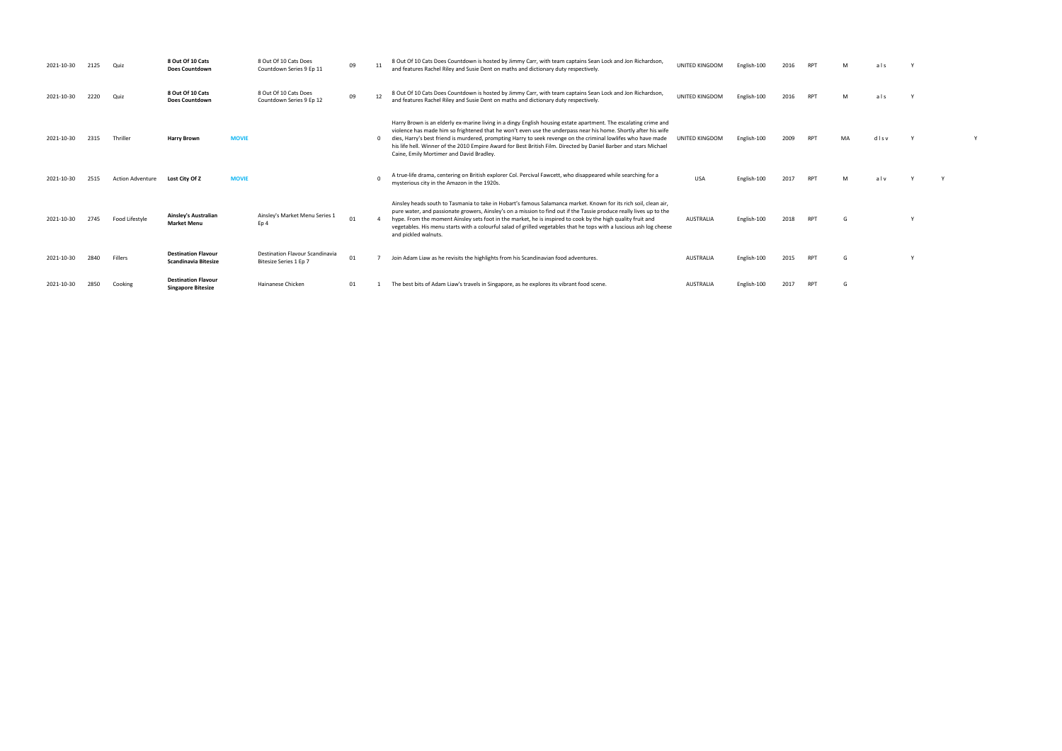| | | | | | | | | | | | | | | | | | |
|---|---|---|---|---|---|---|---|---|---|---|---|---|---|---|---|---|---|
| 2021-10-30 | 2125 | Quiz | **8 Out Of 10 Cats Does Countdown** | | 8 Out Of 10 Cats Does Countdown Series 9 Ep 11 | 09 | 11 | 8 Out Of 10 Cats Does Countdown is hosted by Jimmy Carr, with team captains Sean Lock and Jon Richardson, and features Rachel Riley and Susie Dent on maths and dictionary duty respectively. | UNITED KINGDOM | English-100 | 2016 | RPT | M | a l s | Y | | |
| 2021-10-30 | 2220 | Quiz | **8 Out Of 10 Cats Does Countdown** | | 8 Out Of 10 Cats Does Countdown Series 9 Ep 12 | 09 | 12 | 8 Out Of 10 Cats Does Countdown is hosted by Jimmy Carr, with team captains Sean Lock and Jon Richardson, and features Rachel Riley and Susie Dent on maths and dictionary duty respectively. | UNITED KINGDOM | English-100 | 2016 | RPT | M | a l s | Y | | |
| 2021-10-30 | 2315 | Thriller | **Harry Brown** | **MOVIE** | | | 0 | Harry Brown is an elderly ex-marine living in a dingy English housing estate apartment. The escalating crime and violence has made him so frightened that he won't even use the underpass near his home. Shortly after his wife dies, Harry's best friend is murdered, prompting Harry to seek revenge on the criminal lowlifes who have made his life hell. Winner of the 2010 Empire Award for Best British Film. Directed by Daniel Barber and stars Michael Caine, Emily Mortimer and David Bradley. | UNITED KINGDOM | English-100 | 2009 | RPT | MA | d l s v | Y | | Y |
| 2021-10-30 | 2515 | Action Adventure | **Lost City Of Z** | **MOVIE** | | | 0 | A true-life drama, centering on British explorer Col. Percival Fawcett, who disappeared while searching for a mysterious city in the Amazon in the 1920s. | USA | English-100 | 2017 | RPT | M | a l v | Y | Y | |
| 2021-10-30 | 2745 | Food Lifestyle | **Ainsley's Australian Market Menu** | | Ainsley's Market Menu Series 1 Ep 4 | 01 | 4 | Ainsley heads south to Tasmania to take in Hobart's famous Salamanca market. Known for its rich soil, clean air, pure water, and passionate growers, Ainsley's on a mission to find out if the Tassie produce really lives up to the hype. From the moment Ainsley sets foot in the market, he is inspired to cook by the high quality fruit and vegetables. His menu starts with a colourful salad of grilled vegetables that he tops with a luscious ash log cheese and pickled walnuts. | AUSTRALIA | English-100 | 2018 | RPT | G | | | Y | |
| 2021-10-30 | 2840 | Fillers | **Destination Flavour Scandinavia Bitesize** | | Destination Flavour Scandinavia Bitesize Series 1 Ep 7 | 01 | 7 | Join Adam Liaw as he revisits the highlights from his Scandinavian food adventures. | AUSTRALIA | English-100 | 2015 | RPT | G | | | Y | |
| 2021-10-30 | 2850 | Cooking | **Destination Flavour Singapore Bitesize** | | Hainanese Chicken | 01 | 1 | The best bits of Adam Liaw's travels in Singapore, as he explores its vibrant food scene. | AUSTRALIA | English-100 | 2017 | RPT | G | | | | |